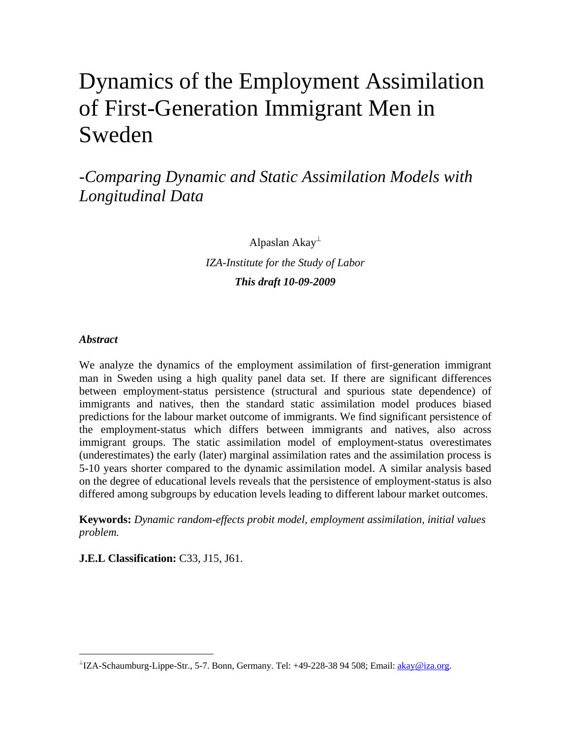# Dynamics of the Employment Assimilation of First-Generation Immigrant Men in Sweden

## *-Comparing Dynamic and Static Assimilation Models with Longitudinal Data*

Alpaslan Akay[⊥]

*IZA-Institute for the Study of Labor*

***This draft 10-09-2009***

***Abstract***

We analyze the dynamics of the employment assimilation of first-generation immigrant man in Sweden using a high quality panel data set. If there are significant differences between employment-status persistence (structural and spurious state dependence) of immigrants and natives, then the standard static assimilation model produces biased predictions for the labour market outcome of immigrants. We find significant persistence of the employment-status which differs between immigrants and natives, also across immigrant groups. The static assimilation model of employment-status overestimates (underestimates) the early (later) marginal assimilation rates and the assimilation process is 5-10 years shorter compared to the dynamic assimilation model. A similar analysis based on the degree of educational levels reveals that the persistence of employment-status is also differed among subgroups by education levels leading to different labour market outcomes.

**Keywords:** *Dynamic random-effects probit model, employment assimilation, initial values problem.*

**J.E.L Classification:** C33, J15, J61.

---

[⊥]IZA-Schaumburg-Lippe-Str., 5-7. Bonn, Germany. Tel: +49-228-38 94 508; Email: akay@iza.org.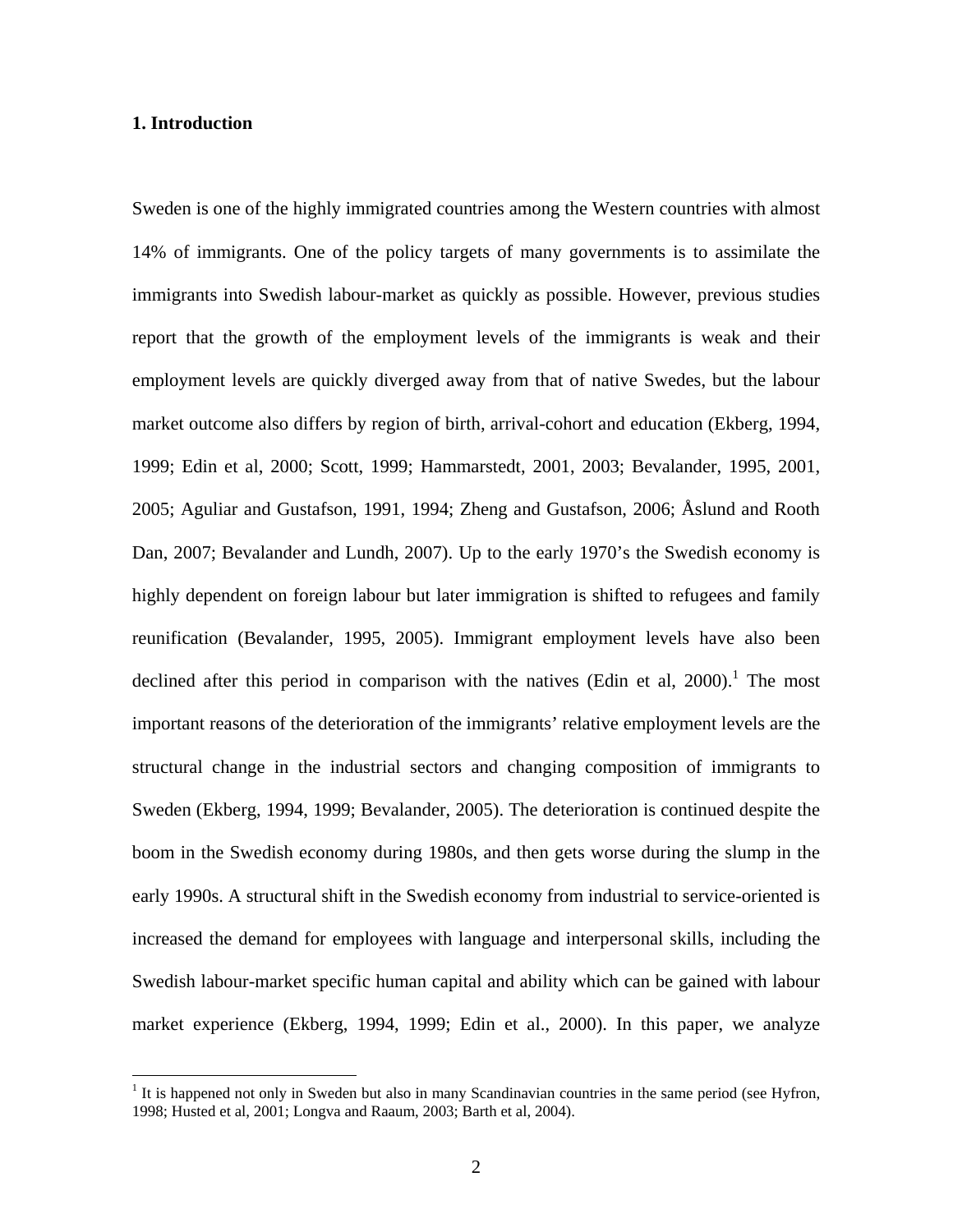## 1. Introduction

Sweden is one of the highly immigrated countries among the Western countries with almost 14% of immigrants. One of the policy targets of many governments is to assimilate the immigrants into Swedish labour-market as quickly as possible. However, previous studies report that the growth of the employment levels of the immigrants is weak and their employment levels are quickly diverged away from that of native Swedes, but the labour market outcome also differs by region of birth, arrival-cohort and education (Ekberg, 1994, 1999; Edin et al, 2000; Scott, 1999; Hammarstedt, 2001, 2003; Bevalander, 1995, 2001, 2005; Aguliar and Gustafson, 1991, 1994; Zheng and Gustafson, 2006; Åslund and Rooth Dan, 2007; Bevalander and Lundh, 2007). Up to the early 1970's the Swedish economy is highly dependent on foreign labour but later immigration is shifted to refugees and family reunification (Bevalander, 1995, 2005). Immigrant employment levels have also been declined after this period in comparison with the natives (Edin et al, 2000).[1] The most important reasons of the deterioration of the immigrants' relative employment levels are the structural change in the industrial sectors and changing composition of immigrants to Sweden (Ekberg, 1994, 1999; Bevalander, 2005). The deterioration is continued despite the boom in the Swedish economy during 1980s, and then gets worse during the slump in the early 1990s. A structural shift in the Swedish economy from industrial to service-oriented is increased the demand for employees with language and interpersonal skills, including the Swedish labour-market specific human capital and ability which can be gained with labour market experience (Ekberg, 1994, 1999; Edin et al., 2000). In this paper, we analyze

[1] It is happened not only in Sweden but also in many Scandinavian countries in the same period (see Hyfron, 1998; Husted et al, 2001; Longva and Raaum, 2003; Barth et al, 2004).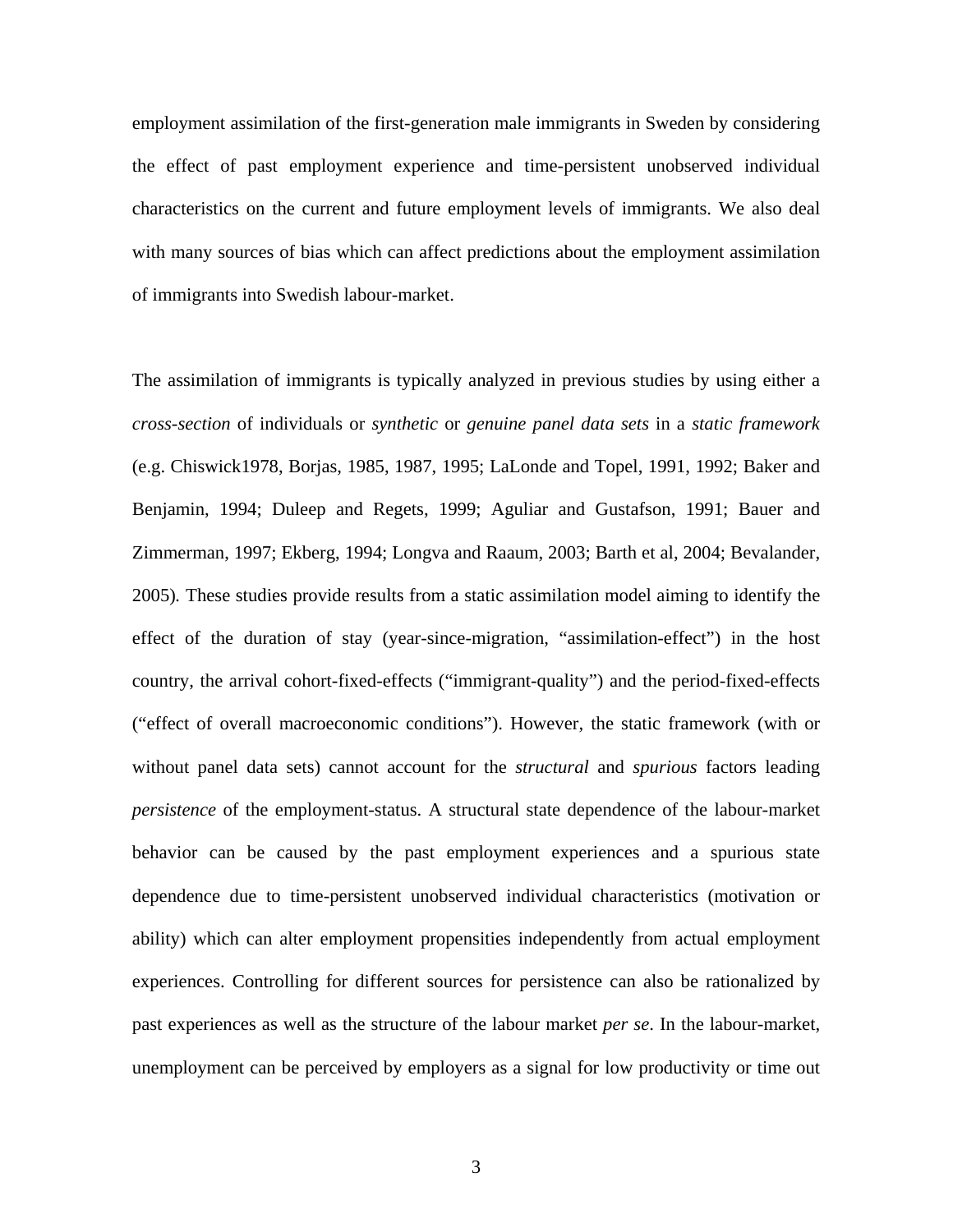employment assimilation of the first-generation male immigrants in Sweden by considering the effect of past employment experience and time-persistent unobserved individual characteristics on the current and future employment levels of immigrants. We also deal with many sources of bias which can affect predictions about the employment assimilation of immigrants into Swedish labour-market.

The assimilation of immigrants is typically analyzed in previous studies by using either a *cross-section* of individuals or *synthetic* or *genuine panel data sets* in a *static framework* (e.g. Chiswick1978, Borjas, 1985, 1987, 1995; LaLonde and Topel, 1991, 1992; Baker and Benjamin, 1994; Duleep and Regets, 1999; Aguliar and Gustafson, 1991; Bauer and Zimmerman, 1997; Ekberg, 1994; Longva and Raaum, 2003; Barth et al, 2004; Bevalander, 2005). These studies provide results from a static assimilation model aiming to identify the effect of the duration of stay (year-since-migration, "assimilation-effect") in the host country, the arrival cohort-fixed-effects ("immigrant-quality") and the period-fixed-effects ("effect of overall macroeconomic conditions"). However, the static framework (with or without panel data sets) cannot account for the *structural* and *spurious* factors leading *persistence* of the employment-status. A structural state dependence of the labour-market behavior can be caused by the past employment experiences and a spurious state dependence due to time-persistent unobserved individual characteristics (motivation or ability) which can alter employment propensities independently from actual employment experiences. Controlling for different sources for persistence can also be rationalized by past experiences as well as the structure of the labour market *per se*. In the labour-market, unemployment can be perceived by employers as a signal for low productivity or time out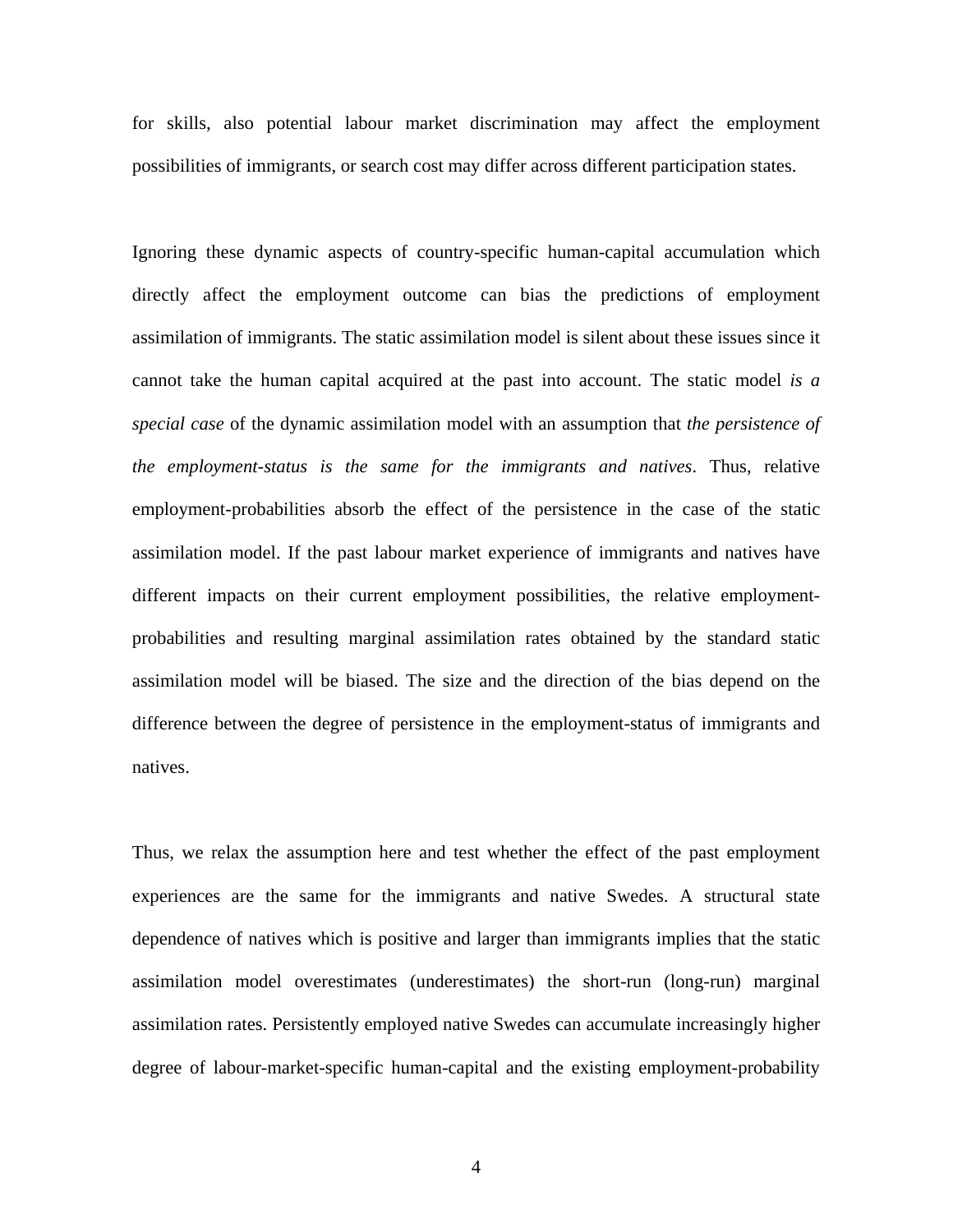for skills, also potential labour market discrimination may affect the employment possibilities of immigrants, or search cost may differ across different participation states.

Ignoring these dynamic aspects of country-specific human-capital accumulation which directly affect the employment outcome can bias the predictions of employment assimilation of immigrants. The static assimilation model is silent about these issues since it cannot take the human capital acquired at the past into account. The static model *is a special case* of the dynamic assimilation model with an assumption that *the persistence of the employment-status is the same for the immigrants and natives*. Thus, relative employment-probabilities absorb the effect of the persistence in the case of the static assimilation model. If the past labour market experience of immigrants and natives have different impacts on their current employment possibilities, the relative employment-probabilities and resulting marginal assimilation rates obtained by the standard static assimilation model will be biased. The size and the direction of the bias depend on the difference between the degree of persistence in the employment-status of immigrants and natives.

Thus, we relax the assumption here and test whether the effect of the past employment experiences are the same for the immigrants and native Swedes. A structural state dependence of natives which is positive and larger than immigrants implies that the static assimilation model overestimates (underestimates) the short-run (long-run) marginal assimilation rates. Persistently employed native Swedes can accumulate increasingly higher degree of labour-market-specific human-capital and the existing employment-probability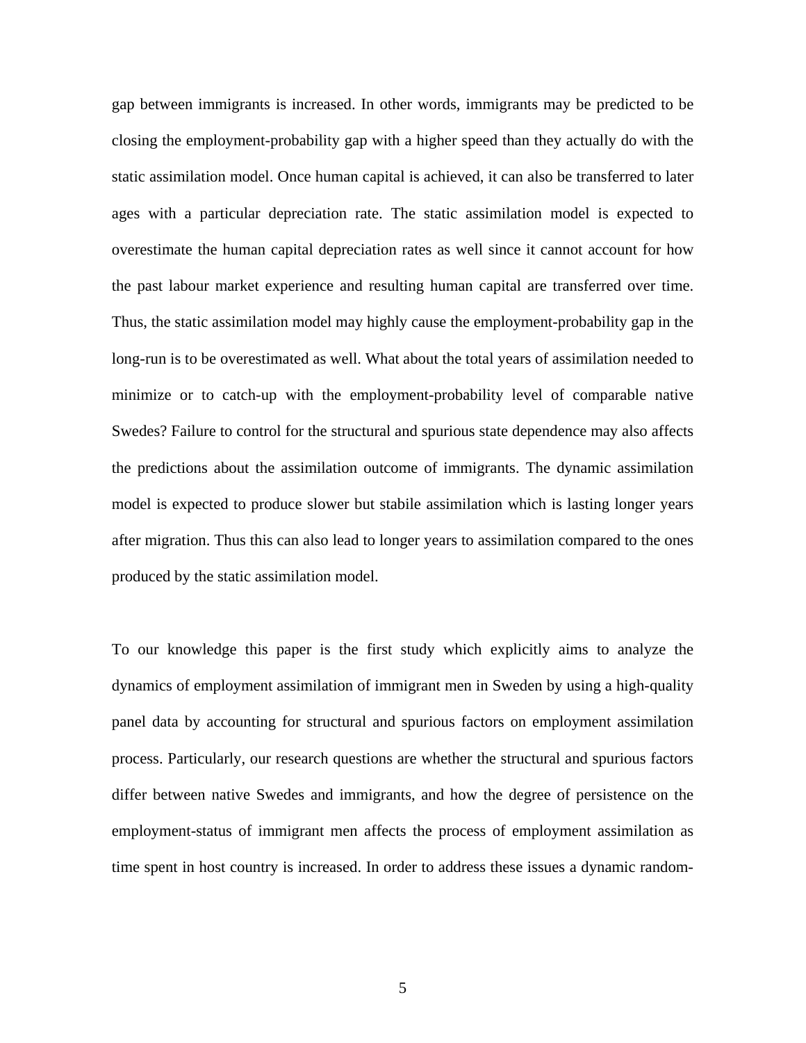gap between immigrants is increased. In other words, immigrants may be predicted to be closing the employment-probability gap with a higher speed than they actually do with the static assimilation model. Once human capital is achieved, it can also be transferred to later ages with a particular depreciation rate. The static assimilation model is expected to overestimate the human capital depreciation rates as well since it cannot account for how the past labour market experience and resulting human capital are transferred over time. Thus, the static assimilation model may highly cause the employment-probability gap in the long-run is to be overestimated as well. What about the total years of assimilation needed to minimize or to catch-up with the employment-probability level of comparable native Swedes? Failure to control for the structural and spurious state dependence may also affects the predictions about the assimilation outcome of immigrants. The dynamic assimilation model is expected to produce slower but stabile assimilation which is lasting longer years after migration. Thus this can also lead to longer years to assimilation compared to the ones produced by the static assimilation model.

To our knowledge this paper is the first study which explicitly aims to analyze the dynamics of employment assimilation of immigrant men in Sweden by using a high-quality panel data by accounting for structural and spurious factors on employment assimilation process. Particularly, our research questions are whether the structural and spurious factors differ between native Swedes and immigrants, and how the degree of persistence on the employment-status of immigrant men affects the process of employment assimilation as time spent in host country is increased. In order to address these issues a dynamic random-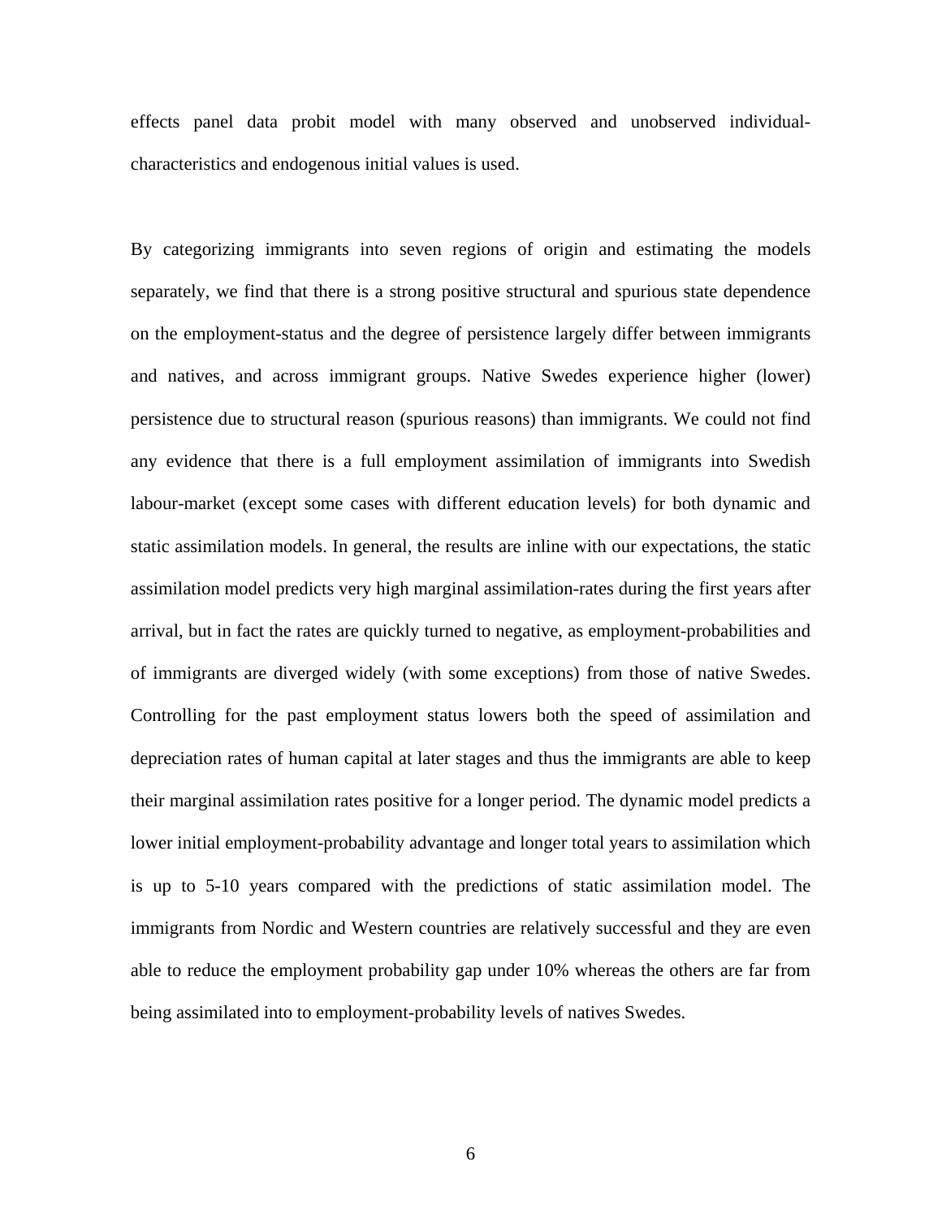effects panel data probit model with many observed and unobserved individual-characteristics and endogenous initial values is used.

By categorizing immigrants into seven regions of origin and estimating the models separately, we find that there is a strong positive structural and spurious state dependence on the employment-status and the degree of persistence largely differ between immigrants and natives, and across immigrant groups. Native Swedes experience higher (lower) persistence due to structural reason (spurious reasons) than immigrants. We could not find any evidence that there is a full employment assimilation of immigrants into Swedish labour-market (except some cases with different education levels) for both dynamic and static assimilation models. In general, the results are inline with our expectations, the static assimilation model predicts very high marginal assimilation-rates during the first years after arrival, but in fact the rates are quickly turned to negative, as employment-probabilities and of immigrants are diverged widely (with some exceptions) from those of native Swedes. Controlling for the past employment status lowers both the speed of assimilation and depreciation rates of human capital at later stages and thus the immigrants are able to keep their marginal assimilation rates positive for a longer period. The dynamic model predicts a lower initial employment-probability advantage and longer total years to assimilation which is up to 5-10 years compared with the predictions of static assimilation model. The immigrants from Nordic and Western countries are relatively successful and they are even able to reduce the employment probability gap under 10% whereas the others are far from being assimilated into to employment-probability levels of natives Swedes.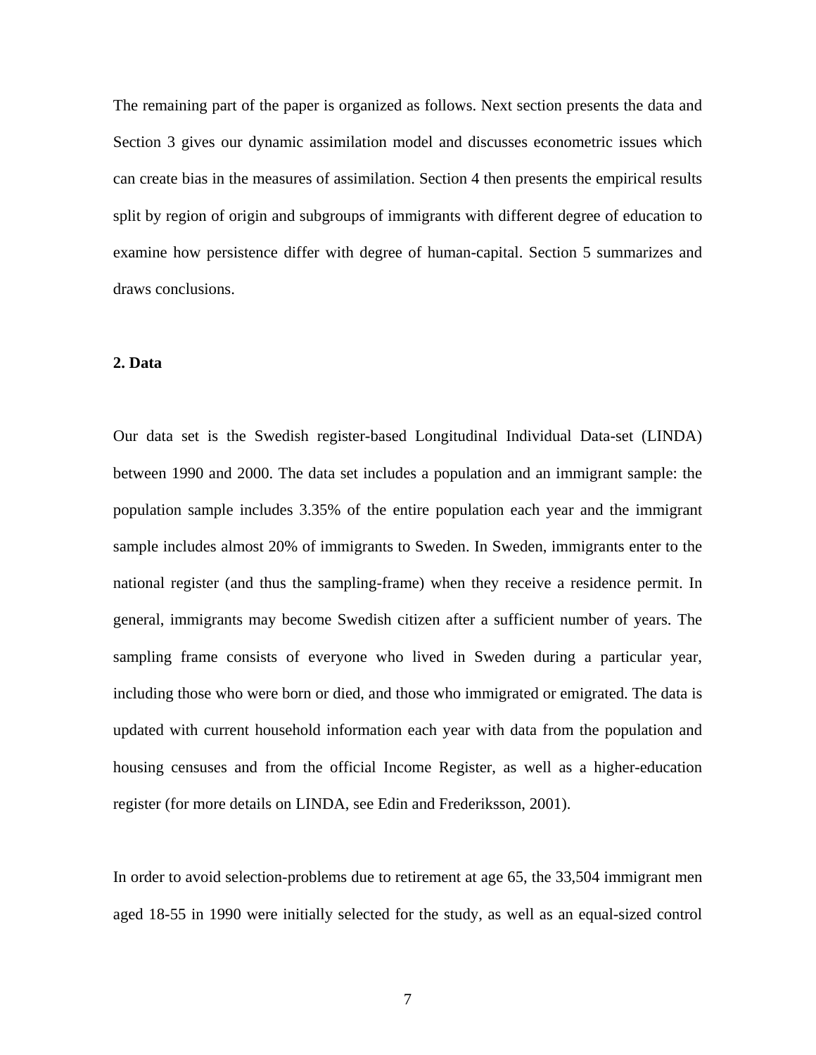The remaining part of the paper is organized as follows. Next section presents the data and Section 3 gives our dynamic assimilation model and discusses econometric issues which can create bias in the measures of assimilation. Section 4 then presents the empirical results split by region of origin and subgroups of immigrants with different degree of education to examine how persistence differ with degree of human-capital. Section 5 summarizes and draws conclusions.

## 2. Data

Our data set is the Swedish register-based Longitudinal Individual Data-set (LINDA) between 1990 and 2000. The data set includes a population and an immigrant sample: the population sample includes 3.35% of the entire population each year and the immigrant sample includes almost 20% of immigrants to Sweden. In Sweden, immigrants enter to the national register (and thus the sampling-frame) when they receive a residence permit. In general, immigrants may become Swedish citizen after a sufficient number of years. The sampling frame consists of everyone who lived in Sweden during a particular year, including those who were born or died, and those who immigrated or emigrated. The data is updated with current household information each year with data from the population and housing censuses and from the official Income Register, as well as a higher-education register (for more details on LINDA, see Edin and Frederiksson, 2001).

In order to avoid selection-problems due to retirement at age 65, the 33,504 immigrant men aged 18-55 in 1990 were initially selected for the study, as well as an equal-sized control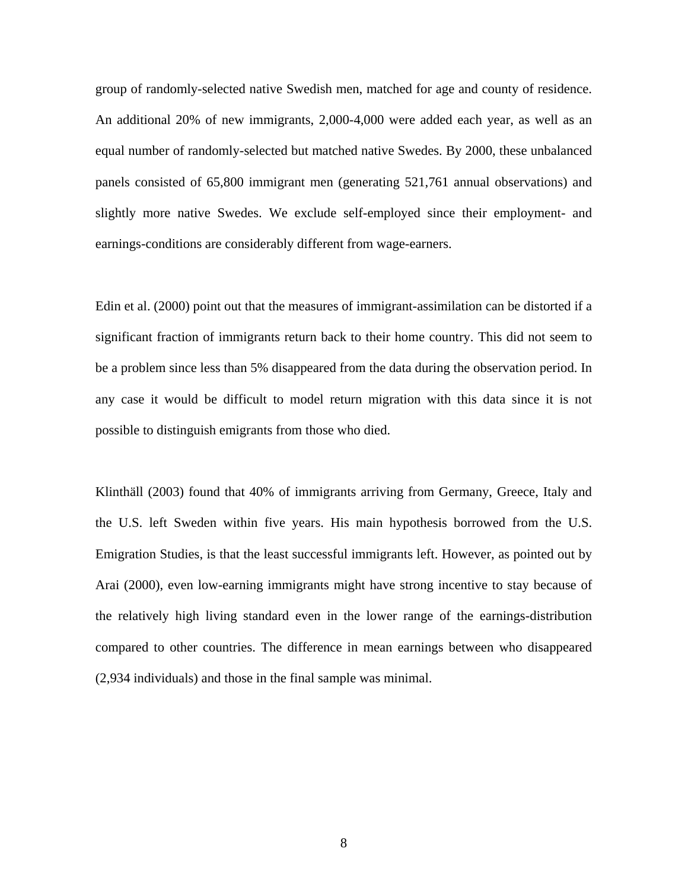group of randomly-selected native Swedish men, matched for age and county of residence. An additional 20% of new immigrants, 2,000-4,000 were added each year, as well as an equal number of randomly-selected but matched native Swedes. By 2000, these unbalanced panels consisted of 65,800 immigrant men (generating 521,761 annual observations) and slightly more native Swedes. We exclude self-employed since their employment- and earnings-conditions are considerably different from wage-earners.

Edin et al. (2000) point out that the measures of immigrant-assimilation can be distorted if a significant fraction of immigrants return back to their home country. This did not seem to be a problem since less than 5% disappeared from the data during the observation period. In any case it would be difficult to model return migration with this data since it is not possible to distinguish emigrants from those who died.

Klinthäll (2003) found that 40% of immigrants arriving from Germany, Greece, Italy and the U.S. left Sweden within five years. His main hypothesis borrowed from the U.S. Emigration Studies, is that the least successful immigrants left. However, as pointed out by Arai (2000), even low-earning immigrants might have strong incentive to stay because of the relatively high living standard even in the lower range of the earnings-distribution compared to other countries. The difference in mean earnings between who disappeared (2,934 individuals) and those in the final sample was minimal.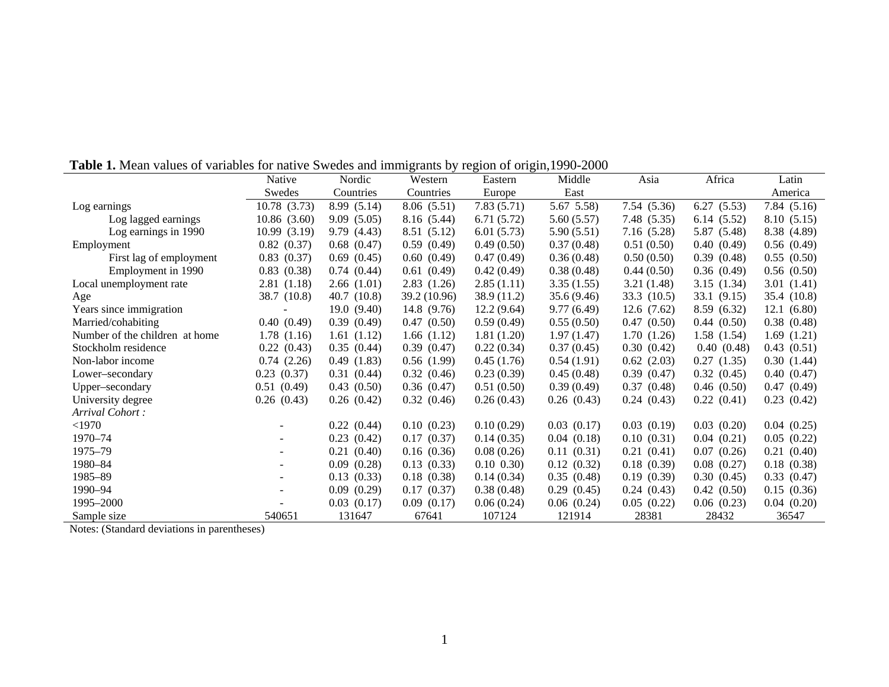**Table 1.** Mean values of variables for native Swedes and immigrants by region of origin,1990-2000

| | Native Swedes | Nordic Countries | Western Countries | Eastern Europe | Middle East | Asia | Africa | Latin America |
|---|---|---|---|---|---|---|---|---|
| Log earnings | 10.78 (3.73) | 8.99 (5.14) | 8.06 (5.51) | 7.83 (5.71) | 5.67 5.58) | 7.54 (5.36) | 6.27 (5.53) | 7.84 (5.16) |
| Log lagged earnings | 10.86 (3.60) | 9.09 (5.05) | 8.16 (5.44) | 6.71 (5.72) | 5.60 (5.57) | 7.48 (5.35) | 6.14 (5.52) | 8.10 (5.15) |
| Log earnings in 1990 | 10.99 (3.19) | 9.79 (4.43) | 8.51 (5.12) | 6.01 (5.73) | 5.90 (5.51) | 7.16 (5.28) | 5.87 (5.48) | 8.38 (4.89) |
| Employment | 0.82 (0.37) | 0.68 (0.47) | 0.59 (0.49) | 0.49 (0.50) | 0.37 (0.48) | 0.51 (0.50) | 0.40 (0.49) | 0.56 (0.49) |
| First lag of employment | 0.83 (0.37) | 0.69 (0.45) | 0.60 (0.49) | 0.47 (0.49) | 0.36 (0.48) | 0.50 (0.50) | 0.39 (0.48) | 0.55 (0.50) |
| Employment in 1990 | 0.83 (0.38) | 0.74 (0.44) | 0.61 (0.49) | 0.42 (0.49) | 0.38 (0.48) | 0.44 (0.50) | 0.36 (0.49) | 0.56 (0.50) |
| Local unemployment rate | 2.81 (1.18) | 2.66 (1.01) | 2.83 (1.26) | 2.85 (1.11) | 3.35 (1.55) | 3.21 (1.48) | 3.15 (1.34) | 3.01 (1.41) |
| Age | 38.7 (10.8) | 40.7 (10.8) | 39.2 (10.96) | 38.9 (11.2) | 35.6 (9.46) | 33.3 (10.5) | 33.1 (9.15) | 35.4 (10.8) |
| Years since immigration | - | 19.0 (9.40) | 14.8 (9.76) | 12.2 (9.64) | 9.77 (6.49) | 12.6 (7.62) | 8.59 (6.32) | 12.1 (6.80) |
| Married/cohabiting | 0.40 (0.49) | 0.39 (0.49) | 0.47 (0.50) | 0.59 (0.49) | 0.55 (0.50) | 0.47 (0.50) | 0.44 (0.50) | 0.38 (0.48) |
| Number of the children at home | 1.78 (1.16) | 1.61 (1.12) | 1.66 (1.12) | 1.81 (1.20) | 1.97 (1.47) | 1.70 (1.26) | 1.58 (1.54) | 1.69 (1.21) |
| Stockholm residence | 0.22 (0.43) | 0.35 (0.44) | 0.39 (0.47) | 0.22 (0.34) | 0.37 (0.45) | 0.30 (0.42) | 0.40 (0.48) | 0.43 (0.51) |
| Non-labor income | 0.74 (2.26) | 0.49 (1.83) | 0.56 (1.99) | 0.45 (1.76) | 0.54 (1.91) | 0.62 (2.03) | 0.27 (1.35) | 0.30 (1.44) |
| Lower–secondary | 0.23 (0.37) | 0.31 (0.44) | 0.32 (0.46) | 0.23 (0.39) | 0.45 (0.48) | 0.39 (0.47) | 0.32 (0.45) | 0.40 (0.47) |
| Upper–secondary | 0.51 (0.49) | 0.43 (0.50) | 0.36 (0.47) | 0.51 (0.50) | 0.39 (0.49) | 0.37 (0.48) | 0.46 (0.50) | 0.47 (0.49) |
| University degree | 0.26 (0.43) | 0.26 (0.42) | 0.32 (0.46) | 0.26 (0.43) | 0.26 (0.43) | 0.24 (0.43) | 0.22 (0.41) | 0.23 (0.42) |
| *Arrival Cohort :* | | | | | | | | |
| <1970 | - | 0.22 (0.44) | 0.10 (0.23) | 0.10 (0.29) | 0.03 (0.17) | 0.03 (0.19) | 0.03 (0.20) | 0.04 (0.25) |
| 1970–74 | - | 0.23 (0.42) | 0.17 (0.37) | 0.14 (0.35) | 0.04 (0.18) | 0.10 (0.31) | 0.04 (0.21) | 0.05 (0.22) |
| 1975–79 | - | 0.21 (0.40) | 0.16 (0.36) | 0.08 (0.26) | 0.11 (0.31) | 0.21 (0.41) | 0.07 (0.26) | 0.21 (0.40) |
| 1980–84 | - | 0.09 (0.28) | 0.13 (0.33) | 0.10 0.30) | 0.12 (0.32) | 0.18 (0.39) | 0.08 (0.27) | 0.18 (0.38) |
| 1985–89 | - | 0.13 (0.33) | 0.18 (0.38) | 0.14 (0.34) | 0.35 (0.48) | 0.19 (0.39) | 0.30 (0.45) | 0.33 (0.47) |
| 1990–94 | - | 0.09 (0.29) | 0.17 (0.37) | 0.38 (0.48) | 0.29 (0.45) | 0.24 (0.43) | 0.42 (0.50) | 0.15 (0.36) |
| 1995–2000 | - | 0.03 (0.17) | 0.09 (0.17) | 0.06 (0.24) | 0.06 (0.24) | 0.05 (0.22) | 0.06 (0.23) | 0.04 (0.20) |
| Sample size | 540651 | 131647 | 67641 | 107124 | 121914 | 28381 | 28432 | 36547 |

Notes: (Standard deviations in parentheses)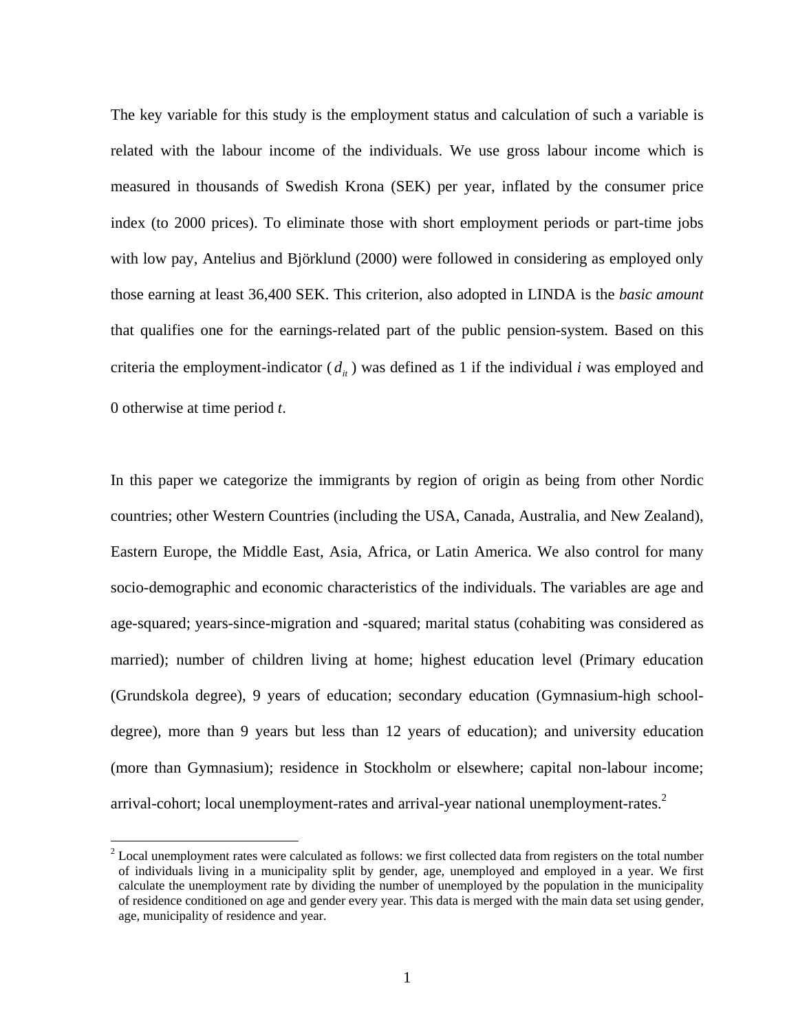The key variable for this study is the employment status and calculation of such a variable is related with the labour income of the individuals. We use gross labour income which is measured in thousands of Swedish Krona (SEK) per year, inflated by the consumer price index (to 2000 prices). To eliminate those with short employment periods or part-time jobs with low pay, Antelius and Björklund (2000) were followed in considering as employed only those earning at least 36,400 SEK. This criterion, also adopted in LINDA is the *basic amount* that qualifies one for the earnings-related part of the public pension-system. Based on this criteria the employment-indicator ($d_{it}$) was defined as 1 if the individual *i* was employed and 0 otherwise at time period *t*.

In this paper we categorize the immigrants by region of origin as being from other Nordic countries; other Western Countries (including the USA, Canada, Australia, and New Zealand), Eastern Europe, the Middle East, Asia, Africa, or Latin America. We also control for many socio-demographic and economic characteristics of the individuals. The variables are age and age-squared; years-since-migration and -squared; marital status (cohabiting was considered as married); number of children living at home; highest education level (Primary education (Grundskola degree), 9 years of education; secondary education (Gymnasium-high school-degree), more than 9 years but less than 12 years of education); and university education (more than Gymnasium); residence in Stockholm or elsewhere; capital non-labour income; arrival-cohort; local unemployment-rates and arrival-year national unemployment-rates.[2]

[2] Local unemployment rates were calculated as follows: we first collected data from registers on the total number of individuals living in a municipality split by gender, age, unemployed and employed in a year. We first calculate the unemployment rate by dividing the number of unemployed by the population in the municipality of residence conditioned on age and gender every year. This data is merged with the main data set using gender, age, municipality of residence and year.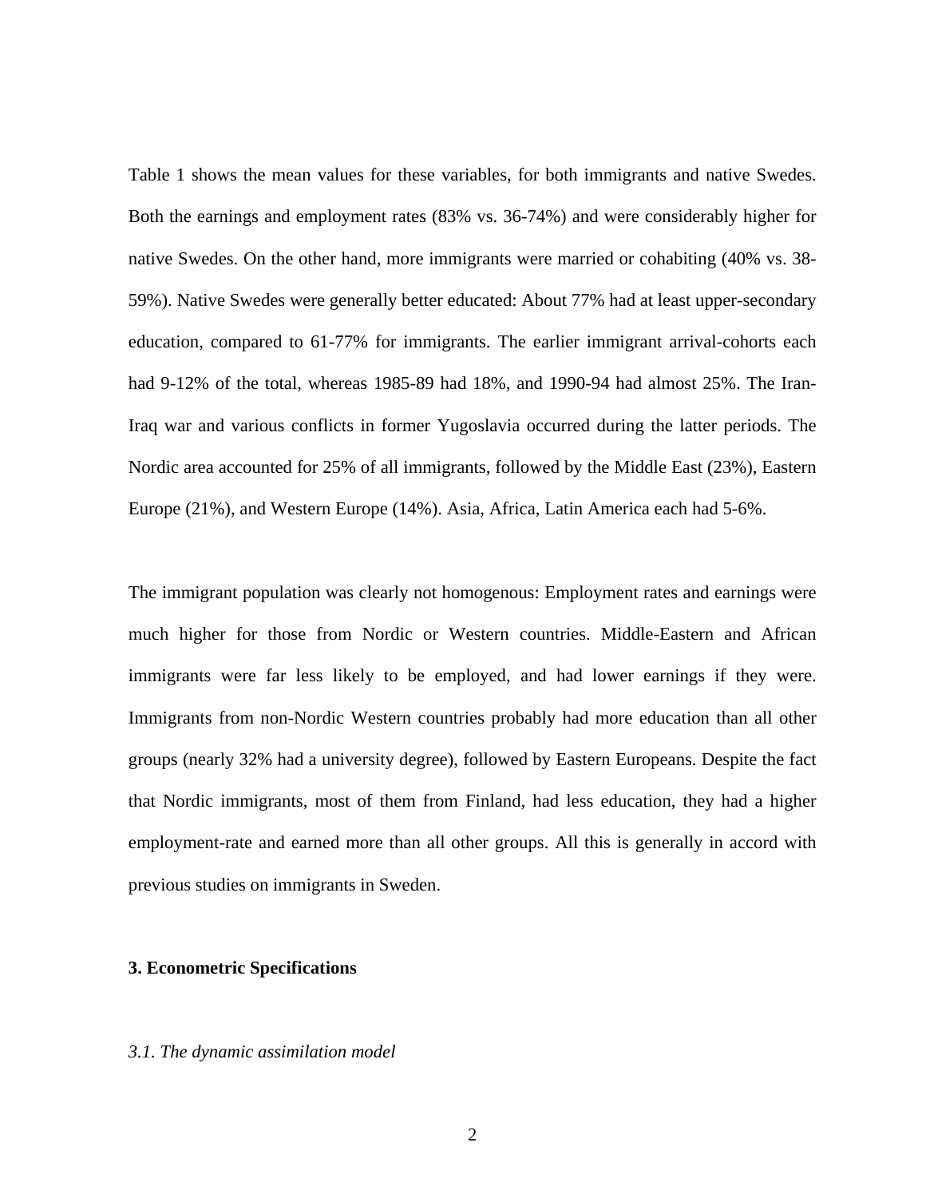Table 1 shows the mean values for these variables, for both immigrants and native Swedes. Both the earnings and employment rates (83% vs. 36-74%) and were considerably higher for native Swedes. On the other hand, more immigrants were married or cohabiting (40% vs. 38-59%). Native Swedes were generally better educated: About 77% had at least upper-secondary education, compared to 61-77% for immigrants. The earlier immigrant arrival-cohorts each had 9-12% of the total, whereas 1985-89 had 18%, and 1990-94 had almost 25%. The Iran-Iraq war and various conflicts in former Yugoslavia occurred during the latter periods. The Nordic area accounted for 25% of all immigrants, followed by the Middle East (23%), Eastern Europe (21%), and Western Europe (14%). Asia, Africa, Latin America each had 5-6%.

The immigrant population was clearly not homogenous: Employment rates and earnings were much higher for those from Nordic or Western countries. Middle-Eastern and African immigrants were far less likely to be employed, and had lower earnings if they were. Immigrants from non-Nordic Western countries probably had more education than all other groups (nearly 32% had a university degree), followed by Eastern Europeans. Despite the fact that Nordic immigrants, most of them from Finland, had less education, they had a higher employment-rate and earned more than all other groups. All this is generally in accord with previous studies on immigrants in Sweden.

## 3. Econometric Specifications

### *3.1. The dynamic assimilation model*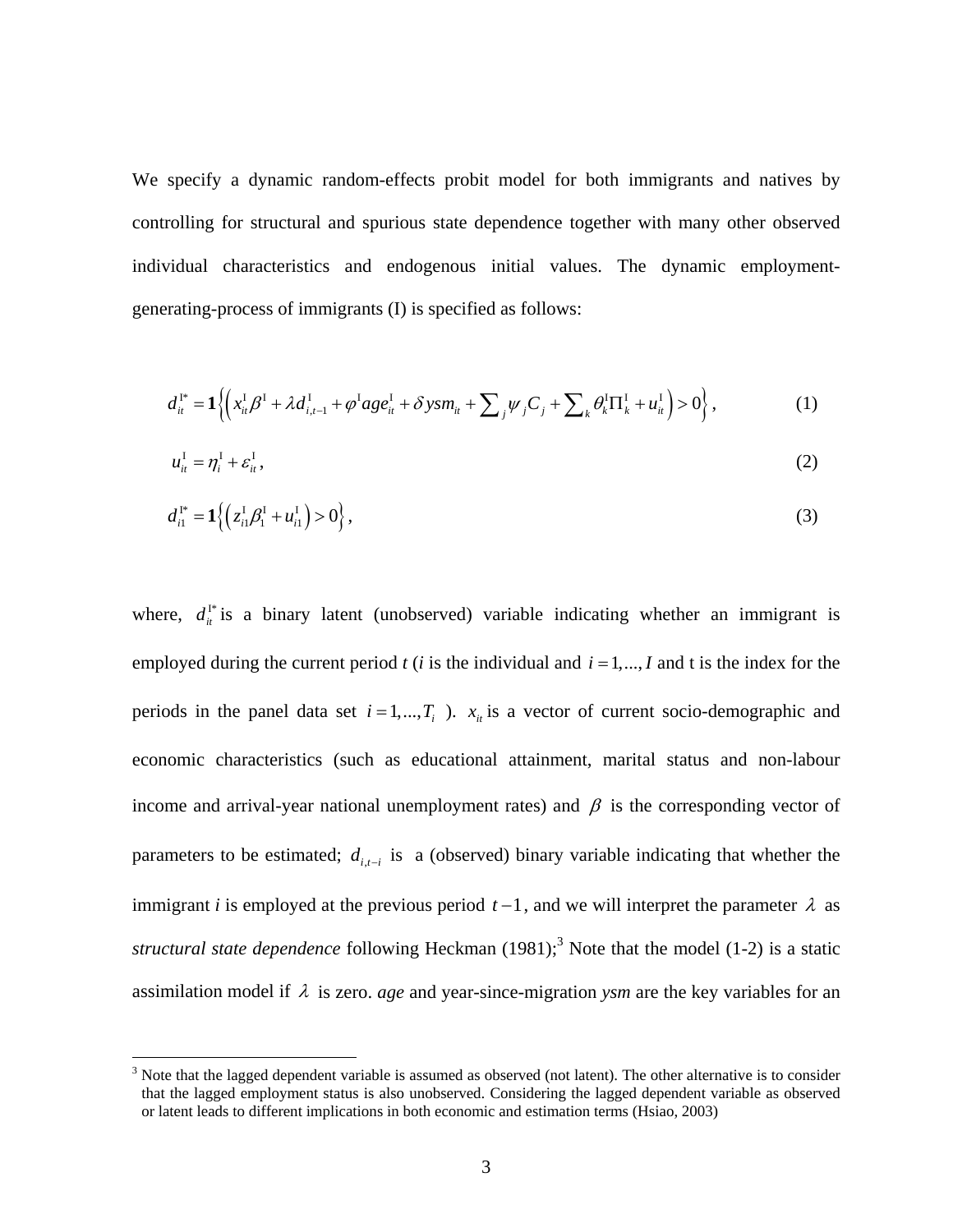We specify a dynamic random-effects probit model for both immigrants and natives by controlling for structural and spurious state dependence together with many other observed individual characteristics and endogenous initial values. The dynamic employment-generating-process of immigrants (I) is specified as follows:

$$d_{it}^{I*} = \mathbf{1}\left\{\left(x_{it}^{I}\beta^{I} + \lambda d_{i,t-1}^{I} + \varphi^{I} age_{it}^{I} + \delta ysm_{it} + \sum_{j}\psi_{j}C_{j} + \sum_{k}\theta_{k}^{I}\Pi_{k}^{I} + u_{it}^{I}\right) > 0\right\}, \tag{1}$$

$$u_{it}^{I} = \eta_{i}^{I} + \varepsilon_{it}^{I}, \tag{2}$$

$$d_{i1}^{I*} = \mathbf{1}\left\{\left(z_{i1}^{I}\beta_{1}^{I} + u_{i1}^{I}\right) > 0\right\}, \tag{3}$$

where, $d_{it}^{I*}$ is a binary latent (unobserved) variable indicating whether an immigrant is employed during the current period *t* (*i* is the individual and $i = 1,...,I$ and t is the index for the periods in the panel data set $i = 1,...,T_i$ ). $x_{it}$ is a vector of current socio-demographic and economic characteristics (such as educational attainment, marital status and non-labour income and arrival-year national unemployment rates) and $\beta$ is the corresponding vector of parameters to be estimated; $d_{i,t-i}$ is a (observed) binary variable indicating that whether the immigrant *i* is employed at the previous period $t-1$, and we will interpret the parameter $\lambda$ as *structural state dependence* following Heckman (1981);[3] Note that the model (1-2) is a static assimilation model if $\lambda$ is zero. *age* and year-since-migration *ysm* are the key variables for an

[3] Note that the lagged dependent variable is assumed as observed (not latent). The other alternative is to consider that the lagged employment status is also unobserved. Considering the lagged dependent variable as observed or latent leads to different implications in both economic and estimation terms (Hsiao, 2003)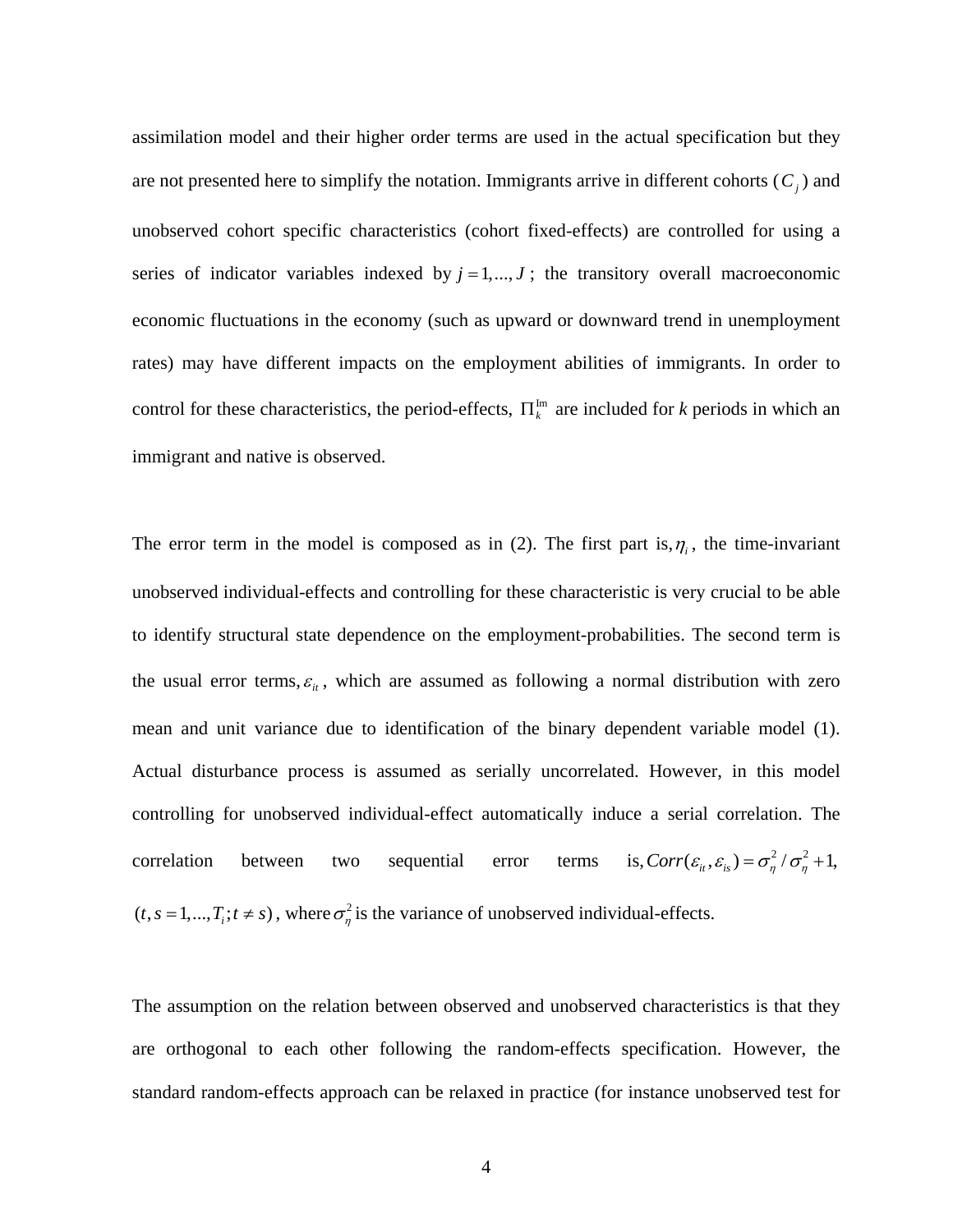assimilation model and their higher order terms are used in the actual specification but they are not presented here to simplify the notation. Immigrants arrive in different cohorts ($C_j$) and unobserved cohort specific characteristics (cohort fixed-effects) are controlled for using a series of indicator variables indexed by $j = 1,...,J$; the transitory overall macroeconomic economic fluctuations in the economy (such as upward or downward trend in unemployment rates) may have different impacts on the employment abilities of immigrants. In order to control for these characteristics, the period-effects, $\Pi_k^{\text{Im}}$ are included for *k* periods in which an immigrant and native is observed.

The error term in the model is composed as in (2). The first part is, $\eta_i$, the time-invariant unobserved individual-effects and controlling for these characteristic is very crucial to be able to identify structural state dependence on the employment-probabilities. The second term is the usual error terms, $\varepsilon_{it}$, which are assumed as following a normal distribution with zero mean and unit variance due to identification of the binary dependent variable model (1). Actual disturbance process is assumed as serially uncorrelated. However, in this model controlling for unobserved individual-effect automatically induce a serial correlation. The correlation between two sequential error terms is, $Corr(\varepsilon_{it}, \varepsilon_{is}) = \sigma_\eta^2 / \sigma_\eta^2 + 1,$ $(t, s = 1,...,T_i; t \neq s)$, where $\sigma_\eta^2$ is the variance of unobserved individual-effects.

The assumption on the relation between observed and unobserved characteristics is that they are orthogonal to each other following the random-effects specification. However, the standard random-effects approach can be relaxed in practice (for instance unobserved test for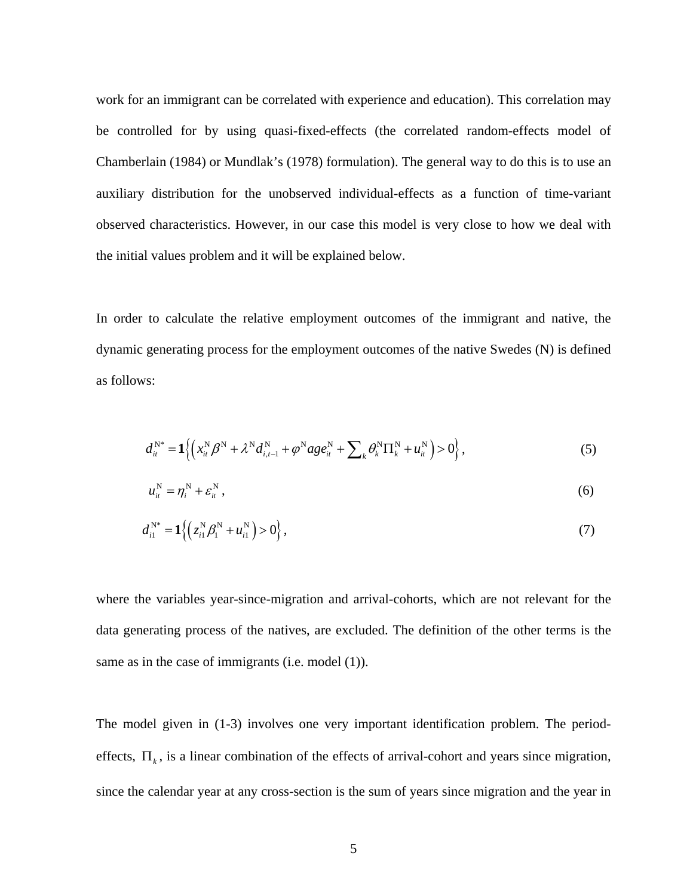work for an immigrant can be correlated with experience and education). This correlation may be controlled for by using quasi-fixed-effects (the correlated random-effects model of Chamberlain (1984) or Mundlak's (1978) formulation). The general way to do this is to use an auxiliary distribution for the unobserved individual-effects as a function of time-variant observed characteristics. However, in our case this model is very close to how we deal with the initial values problem and it will be explained below.

In order to calculate the relative employment outcomes of the immigrant and native, the dynamic generating process for the employment outcomes of the native Swedes (N) is defined as follows:

$$d_{it}^{\mathrm{N}*} = \mathbf{1}\left\{ \left( x_{it}^{\mathrm{N}} \beta^{\mathrm{N}} + \lambda^{\mathrm{N}} d_{i,t-1}^{\mathrm{N}} + \varphi^{\mathrm{N}} age_{it}^{\mathrm{N}} + \sum\nolimits_{k} \theta_{k}^{\mathrm{N}} \Pi_{k}^{\mathrm{N}} + u_{it}^{\mathrm{N}} \right) > 0 \right\}, \tag{5}$$

$$u_{it}^{\mathrm{N}} = \eta_{i}^{\mathrm{N}} + \varepsilon_{it}^{\mathrm{N}}, \tag{6}$$

$$d_{i1}^{\mathrm{N}*} = \mathbf{1}\left\{ \left( z_{i1}^{\mathrm{N}} \beta_{1}^{\mathrm{N}} + u_{i1}^{\mathrm{N}} \right) > 0 \right\}, \tag{7}$$

where the variables year-since-migration and arrival-cohorts, which are not relevant for the data generating process of the natives, are excluded. The definition of the other terms is the same as in the case of immigrants (i.e. model (1)).

The model given in (1-3) involves one very important identification problem. The period-effects, $\Pi_k$, is a linear combination of the effects of arrival-cohort and years since migration, since the calendar year at any cross-section is the sum of years since migration and the year in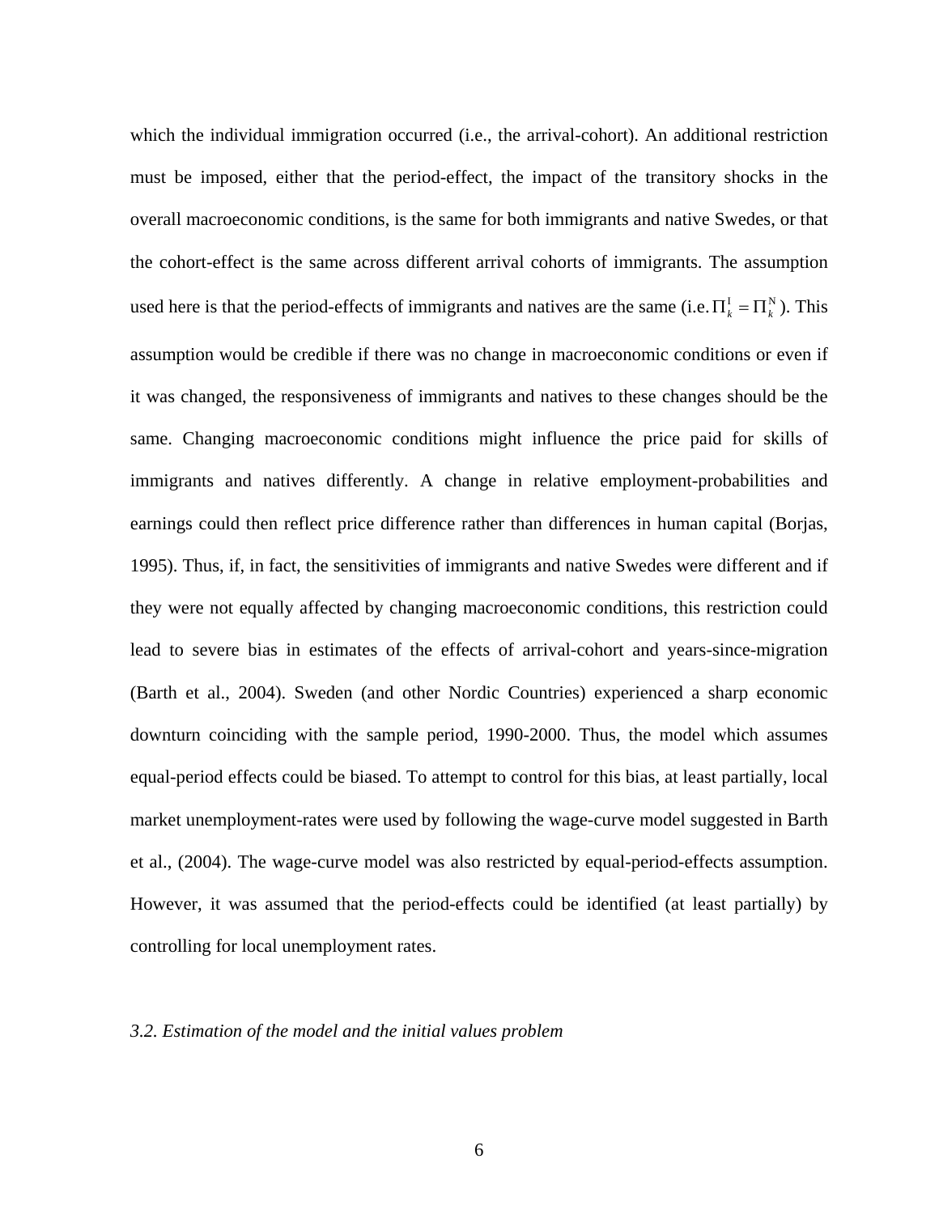which the individual immigration occurred (i.e., the arrival-cohort). An additional restriction must be imposed, either that the period-effect, the impact of the transitory shocks in the overall macroeconomic conditions, is the same for both immigrants and native Swedes, or that the cohort-effect is the same across different arrival cohorts of immigrants. The assumption used here is that the period-effects of immigrants and natives are the same (i.e. $\Pi_k^{I} = \Pi_k^{N}$). This assumption would be credible if there was no change in macroeconomic conditions or even if it was changed, the responsiveness of immigrants and natives to these changes should be the same. Changing macroeconomic conditions might influence the price paid for skills of immigrants and natives differently. A change in relative employment-probabilities and earnings could then reflect price difference rather than differences in human capital (Borjas, 1995). Thus, if, in fact, the sensitivities of immigrants and native Swedes were different and if they were not equally affected by changing macroeconomic conditions, this restriction could lead to severe bias in estimates of the effects of arrival-cohort and years-since-migration (Barth et al., 2004). Sweden (and other Nordic Countries) experienced a sharp economic downturn coinciding with the sample period, 1990-2000. Thus, the model which assumes equal-period effects could be biased. To attempt to control for this bias, at least partially, local market unemployment-rates were used by following the wage-curve model suggested in Barth et al., (2004). The wage-curve model was also restricted by equal-period-effects assumption. However, it was assumed that the period-effects could be identified (at least partially) by controlling for local unemployment rates.

### *3.2. Estimation of the model and the initial values problem*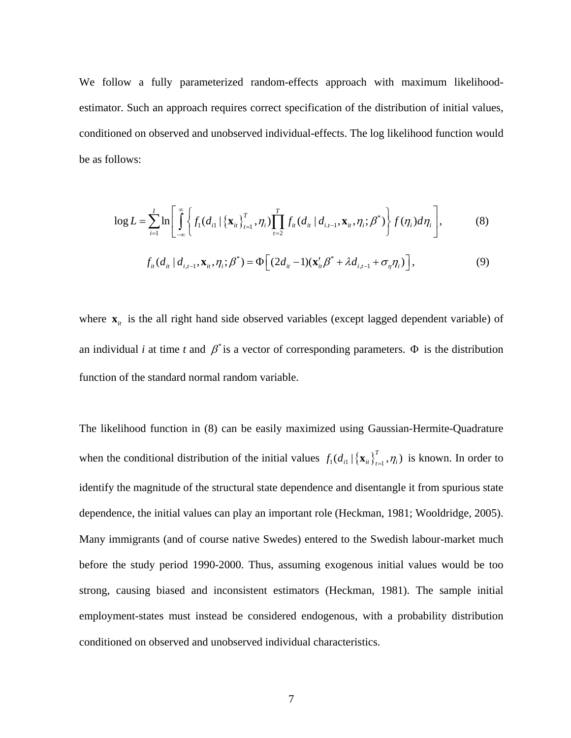We follow a fully parameterized random-effects approach with maximum likelihood-estimator. Such an approach requires correct specification of the distribution of initial values, conditioned on observed and unobserved individual-effects. The log likelihood function would be as follows:

$$\log L = \sum_{i=1}^{I} \ln \left[ \int_{-\infty}^{\infty} \left\{ f_1(d_{i1} \mid \{\mathbf{x}_{it}\}_{t=1}^{T}, \eta_i) \prod_{t=2}^{T} f_{it}(d_{it} \mid d_{i.t-1}, \mathbf{x}_{it}, \eta_i; \beta^*) \right\} f(\eta_i) d\eta_i \right], \tag{8}$$

$$f_{it}(d_{it} \mid d_{i,t-1}, \mathbf{x}_{it}, \eta_i; \beta^*) = \Phi\left[ (2d_{it} - 1)(\mathbf{x}_{it}' \beta^* + \lambda d_{i,t-1} + \sigma_\eta \eta_i) \right], \tag{9}$$

where $\mathbf{x}_{it}$ is the all right hand side observed variables (except lagged dependent variable) of an individual *i* at time *t* and $\beta^*$ is a vector of corresponding parameters. $\Phi$ is the distribution function of the standard normal random variable.

The likelihood function in (8) can be easily maximized using Gaussian-Hermite-Quadrature when the conditional distribution of the initial values $f_1(d_{i1} \mid \{\mathbf{x}_{it}\}_{t=1}^{T}, \eta_i)$ is known. In order to identify the magnitude of the structural state dependence and disentangle it from spurious state dependence, the initial values can play an important role (Heckman, 1981; Wooldridge, 2005). Many immigrants (and of course native Swedes) entered to the Swedish labour-market much before the study period 1990-2000. Thus, assuming exogenous initial values would be too strong, causing biased and inconsistent estimators (Heckman, 1981). The sample initial employment-states must instead be considered endogenous, with a probability distribution conditioned on observed and unobserved individual characteristics.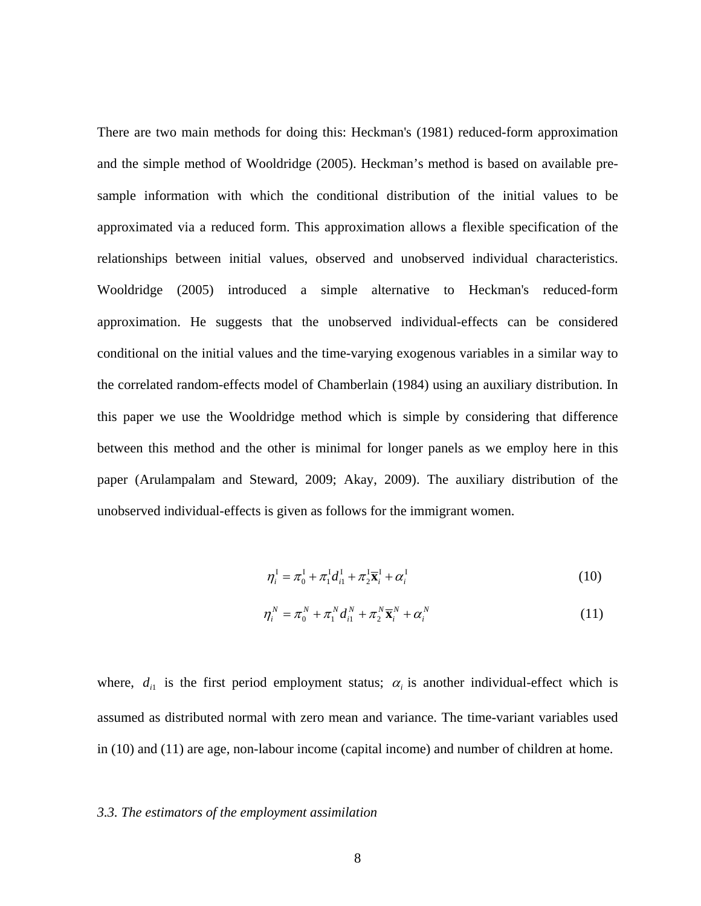There are two main methods for doing this: Heckman's (1981) reduced-form approximation and the simple method of Wooldridge (2005). Heckman's method is based on available pre-sample information with which the conditional distribution of the initial values to be approximated via a reduced form. This approximation allows a flexible specification of the relationships between initial values, observed and unobserved individual characteristics. Wooldridge (2005) introduced a simple alternative to Heckman's reduced-form approximation. He suggests that the unobserved individual-effects can be considered conditional on the initial values and the time-varying exogenous variables in a similar way to the correlated random-effects model of Chamberlain (1984) using an auxiliary distribution. In this paper we use the Wooldridge method which is simple by considering that difference between this method and the other is minimal for longer panels as we employ here in this paper (Arulampalam and Steward, 2009; Akay, 2009). The auxiliary distribution of the unobserved individual-effects is given as follows for the immigrant women.

$$\eta_i^{I} = \pi_0^{I} + \pi_1^{I} d_{i1}^{I} + \pi_2^{I} \overline{\mathbf{x}}_i^{I} + \alpha_i^{I} \tag{10}$$

$$\eta_i^{N} = \pi_0^{N} + \pi_1^{N} d_{i1}^{N} + \pi_2^{N} \overline{\mathbf{x}}_i^{N} + \alpha_i^{N} \tag{11}$$

where, $d_{i1}$ is the first period employment status; $\alpha_i$ is another individual-effect which is assumed as distributed normal with zero mean and variance. The time-variant variables used in (10) and (11) are age, non-labour income (capital income) and number of children at home.

### *3.3. The estimators of the employment assimilation*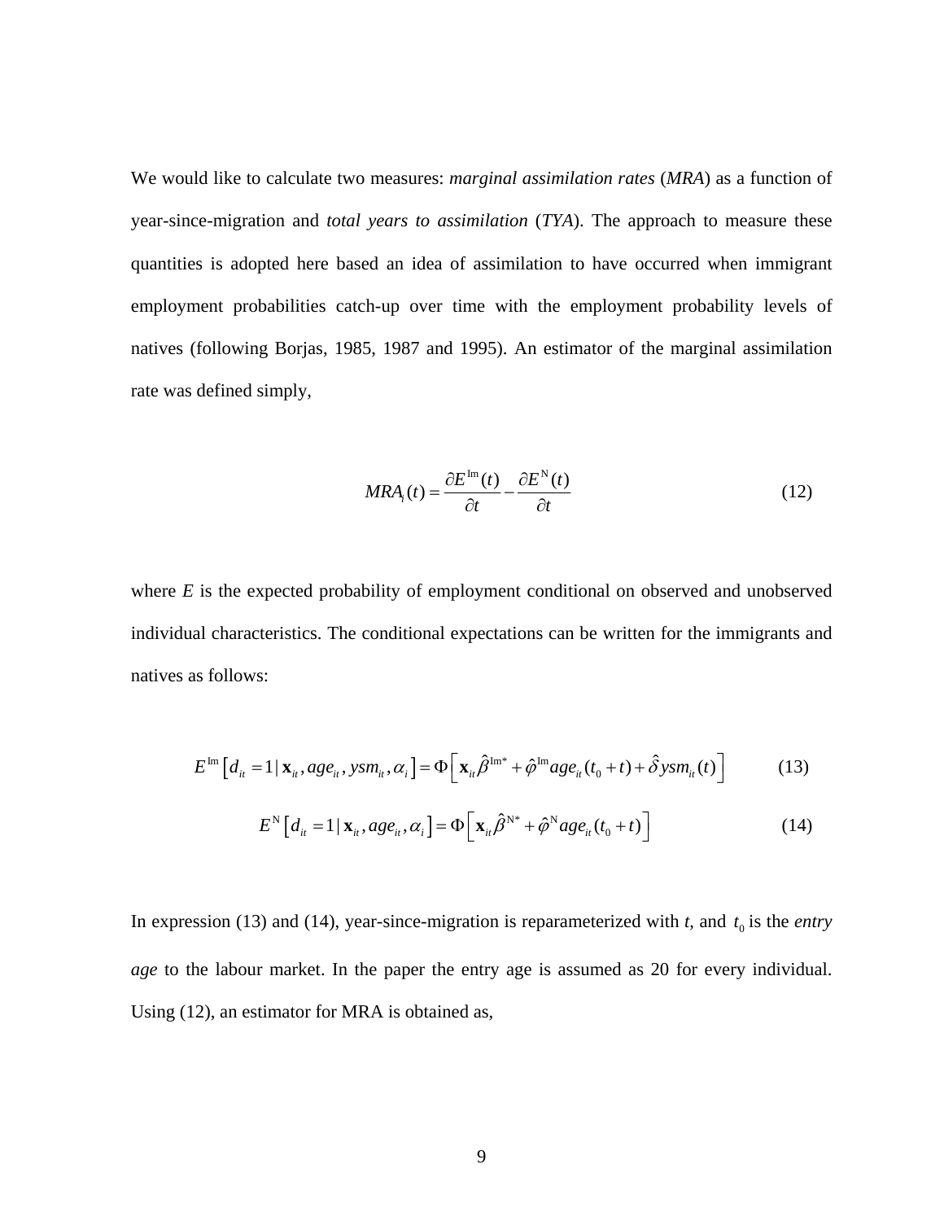We would like to calculate two measures: *marginal assimilation rates* (*MRA*) as a function of year-since-migration and *total years to assimilation* (*TYA*). The approach to measure these quantities is adopted here based an idea of assimilation to have occurred when immigrant employment probabilities catch-up over time with the employment probability levels of natives (following Borjas, 1985, 1987 and 1995). An estimator of the marginal assimilation rate was defined simply,

$$MRA_i(t) = \frac{\partial E^{\mathrm{Im}}(t)}{\partial t} - \frac{\partial E^{\mathrm{N}}(t)}{\partial t} \tag{12}$$

where *E* is the expected probability of employment conditional on observed and unobserved individual characteristics. The conditional expectations can be written for the immigrants and natives as follows:

$$E^{\mathrm{Im}}\left[d_{it} = 1 \,|\, \mathbf{x}_{it}, age_{it}, ysm_{it}, \alpha_i\right] = \Phi\left[\mathbf{x}_{it}\hat{\beta}^{\mathrm{Im}*} + \hat{\varphi}^{\mathrm{Im}} age_{it}(t_0 + t) + \hat{\delta} ysm_{it}(t)\right] \tag{13}$$

$$E^{\mathrm{N}}\left[d_{it} = 1 \,|\, \mathbf{x}_{it}, age_{it}, \alpha_i\right] = \Phi\left[\mathbf{x}_{it}\hat{\beta}^{\mathrm{N}*} + \hat{\varphi}^{\mathrm{N}} age_{it}(t_0 + t)\right] \tag{14}$$

In expression (13) and (14), year-since-migration is reparameterized with *t*, and $t_0$ is the *entry age* to the labour market. In the paper the entry age is assumed as 20 for every individual. Using (12), an estimator for MRA is obtained as,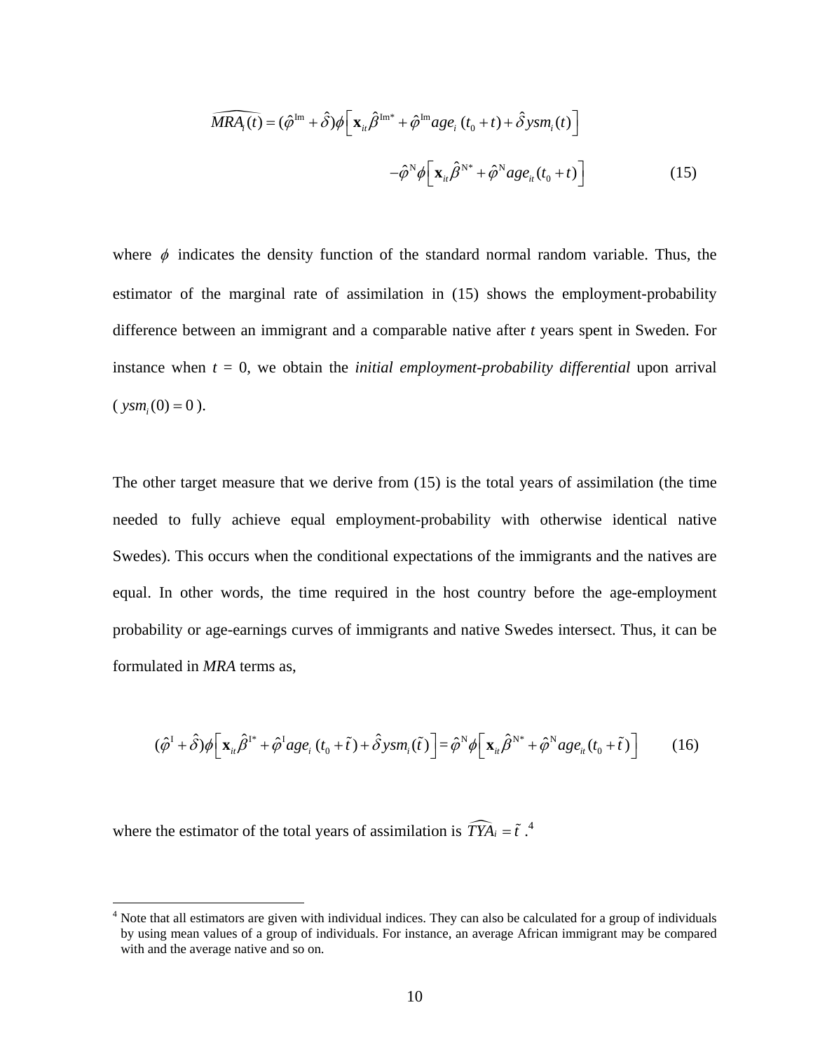$$\widehat{MRA_i}(t) = (\hat{\varphi}^{\mathrm{Im}} + \hat{\delta})\phi\left[\mathbf{x}_{it}\hat{\beta}^{\mathrm{Im}*} + \hat{\varphi}^{\mathrm{Im}} age_i\,(t_0 + t) + \hat{\delta}\, ysm_i(t)\right]$$

$$-\hat{\varphi}^{\mathrm{N}}\phi\left[\mathbf{x}_{it}\hat{\beta}^{\mathrm{N}*} + \hat{\varphi}^{\mathrm{N}} age_{it}(t_0 + t)\right] \qquad (15)$$

where $\phi$ indicates the density function of the standard normal random variable. Thus, the estimator of the marginal rate of assimilation in (15) shows the employment-probability difference between an immigrant and a comparable native after *t* years spent in Sweden. For instance when $t = 0$, we obtain the *initial employment-probability differential* upon arrival ($ysm_i(0) = 0$).

The other target measure that we derive from (15) is the total years of assimilation (the time needed to fully achieve equal employment-probability with otherwise identical native Swedes). This occurs when the conditional expectations of the immigrants and the natives are equal. In other words, the time required in the host country before the age-employment probability or age-earnings curves of immigrants and native Swedes intersect. Thus, it can be formulated in *MRA* terms as,

$$(\hat{\varphi}^{\mathrm{I}} + \hat{\delta})\phi\left[\mathbf{x}_{it}\hat{\beta}^{\mathrm{I}*} + \hat{\varphi}^{\mathrm{I}} age_i\,(t_0 + \tilde{t}) + \hat{\delta}\, ysm_i(\tilde{t})\right] = \hat{\varphi}^{\mathrm{N}}\phi\left[\mathbf{x}_{it}\hat{\beta}^{\mathrm{N}*} + \hat{\varphi}^{\mathrm{N}} age_{it}(t_0 + \tilde{t})\right] \qquad (16)$$

where the estimator of the total years of assimilation is $\widehat{TYA_i} = \tilde{t}$.[4]

[4] Note that all estimators are given with individual indices. They can also be calculated for a group of individuals by using mean values of a group of individuals. For instance, an average African immigrant may be compared with and the average native and so on.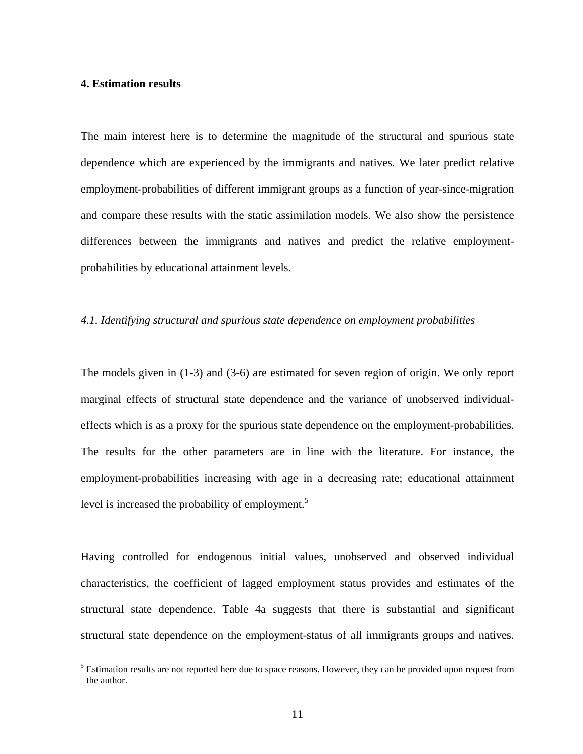## 4. Estimation results

The main interest here is to determine the magnitude of the structural and spurious state dependence which are experienced by the immigrants and natives. We later predict relative employment-probabilities of different immigrant groups as a function of year-since-migration and compare these results with the static assimilation models. We also show the persistence differences between the immigrants and natives and predict the relative employment-probabilities by educational attainment levels.

### *4.1. Identifying structural and spurious state dependence on employment probabilities*

The models given in (1-3) and (3-6) are estimated for seven region of origin. We only report marginal effects of structural state dependence and the variance of unobserved individual-effects which is as a proxy for the spurious state dependence on the employment-probabilities. The results for the other parameters are in line with the literature. For instance, the employment-probabilities increasing with age in a decreasing rate; educational attainment level is increased the probability of employment.[5]

Having controlled for endogenous initial values, unobserved and observed individual characteristics, the coefficient of lagged employment status provides and estimates of the structural state dependence. Table 4a suggests that there is substantial and significant structural state dependence on the employment-status of all immigrants groups and natives.

[5] Estimation results are not reported here due to space reasons. However, they can be provided upon request from the author.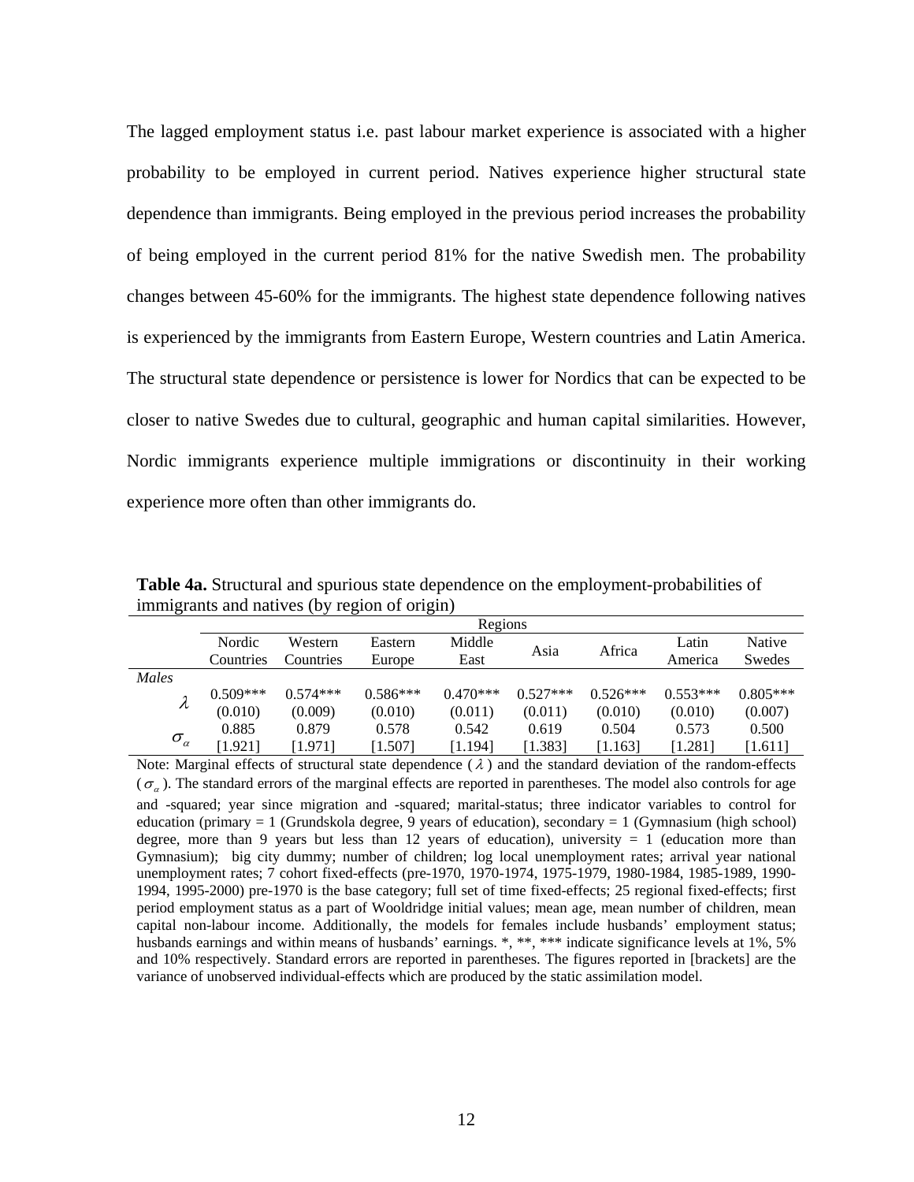The lagged employment status i.e. past labour market experience is associated with a higher probability to be employed in current period. Natives experience higher structural state dependence than immigrants. Being employed in the previous period increases the probability of being employed in the current period 81% for the native Swedish men. The probability changes between 45-60% for the immigrants. The highest state dependence following natives is experienced by the immigrants from Eastern Europe, Western countries and Latin America. The structural state dependence or persistence is lower for Nordics that can be expected to be closer to native Swedes due to cultural, geographic and human capital similarities. However, Nordic immigrants experience multiple immigrations or discontinuity in their working experience more often than other immigrants do.

**Table 4a.** Structural and spurious state dependence on the employment-probabilities of immigrants and natives (by region of origin)

| | Regions | | | | | | | |
|---|---|---|---|---|---|---|---|---|
| | Nordic Countries | Western Countries | Eastern Europe | Middle East | Asia | Africa | Latin America | Native Swedes |
| *Males* | | | | | | | | |
| $\lambda$ | 0.509*** | 0.574*** | 0.586*** | 0.470*** | 0.527*** | 0.526*** | 0.553*** | 0.805*** |
| | (0.010) | (0.009) | (0.010) | (0.011) | (0.011) | (0.010) | (0.010) | (0.007) |
| $\sigma_\alpha$ | 0.885 | 0.879 | 0.578 | 0.542 | 0.619 | 0.504 | 0.573 | 0.500 |
| | [1.921] | [1.971] | [1.507] | [1.194] | [1.383] | [1.163] | [1.281] | [1.611] |

Note: Marginal effects of structural state dependence ($\lambda$) and the standard deviation of the random-effects ($\sigma_\alpha$). The standard errors of the marginal effects are reported in parentheses. The model also controls for age and -squared; year since migration and -squared; marital-status; three indicator variables to control for education (primary = 1 (Grundskola degree, 9 years of education), secondary = 1 (Gymnasium (high school) degree, more than 9 years but less than 12 years of education), university = 1 (education more than Gymnasium); big city dummy; number of children; log local unemployment rates; arrival year national unemployment rates; 7 cohort fixed-effects (pre-1970, 1970-1974, 1975-1979, 1980-1984, 1985-1989, 1990-1994, 1995-2000) pre-1970 is the base category; full set of time fixed-effects; 25 regional fixed-effects; first period employment status as a part of Wooldridge initial values; mean age, mean number of children, mean capital non-labour income. Additionally, the models for females include husbands' employment status; husbands earnings and within means of husbands' earnings. *, **, *** indicate significance levels at 1%, 5% and 10% respectively. Standard errors are reported in parentheses. The figures reported in [brackets] are the variance of unobserved individual-effects which are produced by the static assimilation model.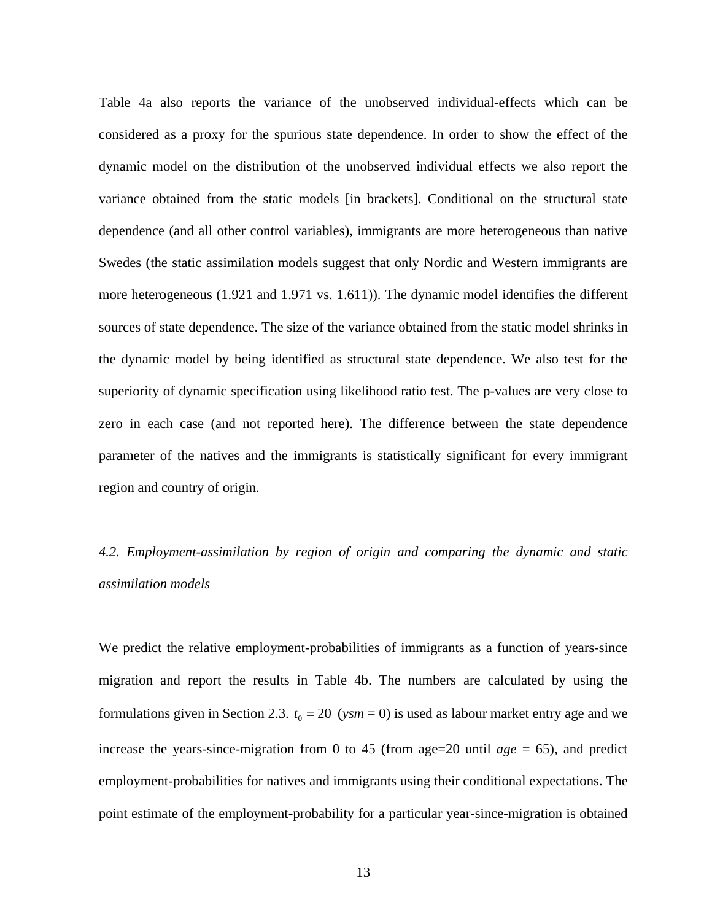Table 4a also reports the variance of the unobserved individual-effects which can be considered as a proxy for the spurious state dependence. In order to show the effect of the dynamic model on the distribution of the unobserved individual effects we also report the variance obtained from the static models [in brackets]. Conditional on the structural state dependence (and all other control variables), immigrants are more heterogeneous than native Swedes (the static assimilation models suggest that only Nordic and Western immigrants are more heterogeneous (1.921 and 1.971 vs. 1.611)). The dynamic model identifies the different sources of state dependence. The size of the variance obtained from the static model shrinks in the dynamic model by being identified as structural state dependence. We also test for the superiority of dynamic specification using likelihood ratio test. The p-values are very close to zero in each case (and not reported here). The difference between the state dependence parameter of the natives and the immigrants is statistically significant for every immigrant region and country of origin.

### *4.2. Employment-assimilation by region of origin and comparing the dynamic and static assimilation models*

We predict the relative employment-probabilities of immigrants as a function of years-since migration and report the results in Table 4b. The numbers are calculated by using the formulations given in Section 2.3. $t_0 = 20$ (*ysm* = 0) is used as labour market entry age and we increase the years-since-migration from 0 to 45 (from age=20 until *age* = 65), and predict employment-probabilities for natives and immigrants using their conditional expectations. The point estimate of the employment-probability for a particular year-since-migration is obtained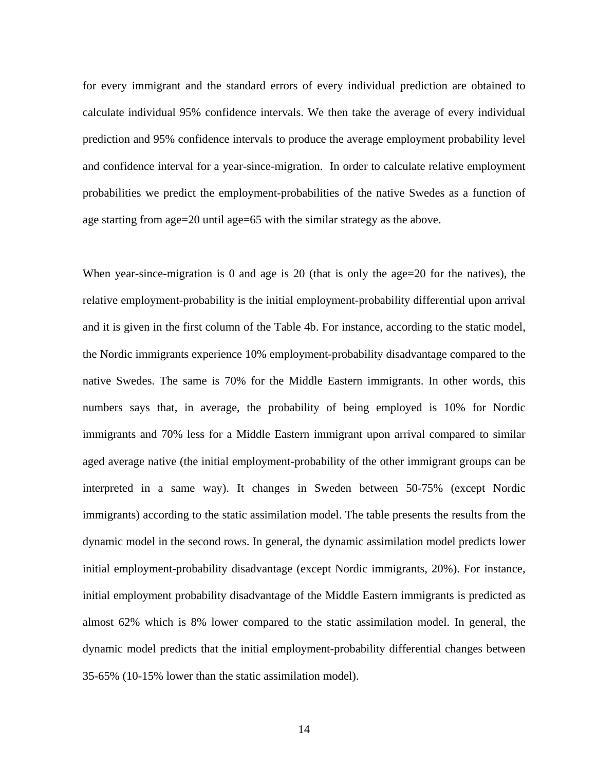for every immigrant and the standard errors of every individual prediction are obtained to calculate individual 95% confidence intervals. We then take the average of every individual prediction and 95% confidence intervals to produce the average employment probability level and confidence interval for a year-since-migration. In order to calculate relative employment probabilities we predict the employment-probabilities of the native Swedes as a function of age starting from age=20 until age=65 with the similar strategy as the above.

When year-since-migration is 0 and age is 20 (that is only the age=20 for the natives), the relative employment-probability is the initial employment-probability differential upon arrival and it is given in the first column of the Table 4b. For instance, according to the static model, the Nordic immigrants experience 10% employment-probability disadvantage compared to the native Swedes. The same is 70% for the Middle Eastern immigrants. In other words, this numbers says that, in average, the probability of being employed is 10% for Nordic immigrants and 70% less for a Middle Eastern immigrant upon arrival compared to similar aged average native (the initial employment-probability of the other immigrant groups can be interpreted in a same way). It changes in Sweden between 50-75% (except Nordic immigrants) according to the static assimilation model. The table presents the results from the dynamic model in the second rows. In general, the dynamic assimilation model predicts lower initial employment-probability disadvantage (except Nordic immigrants, 20%). For instance, initial employment probability disadvantage of the Middle Eastern immigrants is predicted as almost 62% which is 8% lower compared to the static assimilation model. In general, the dynamic model predicts that the initial employment-probability differential changes between 35-65% (10-15% lower than the static assimilation model).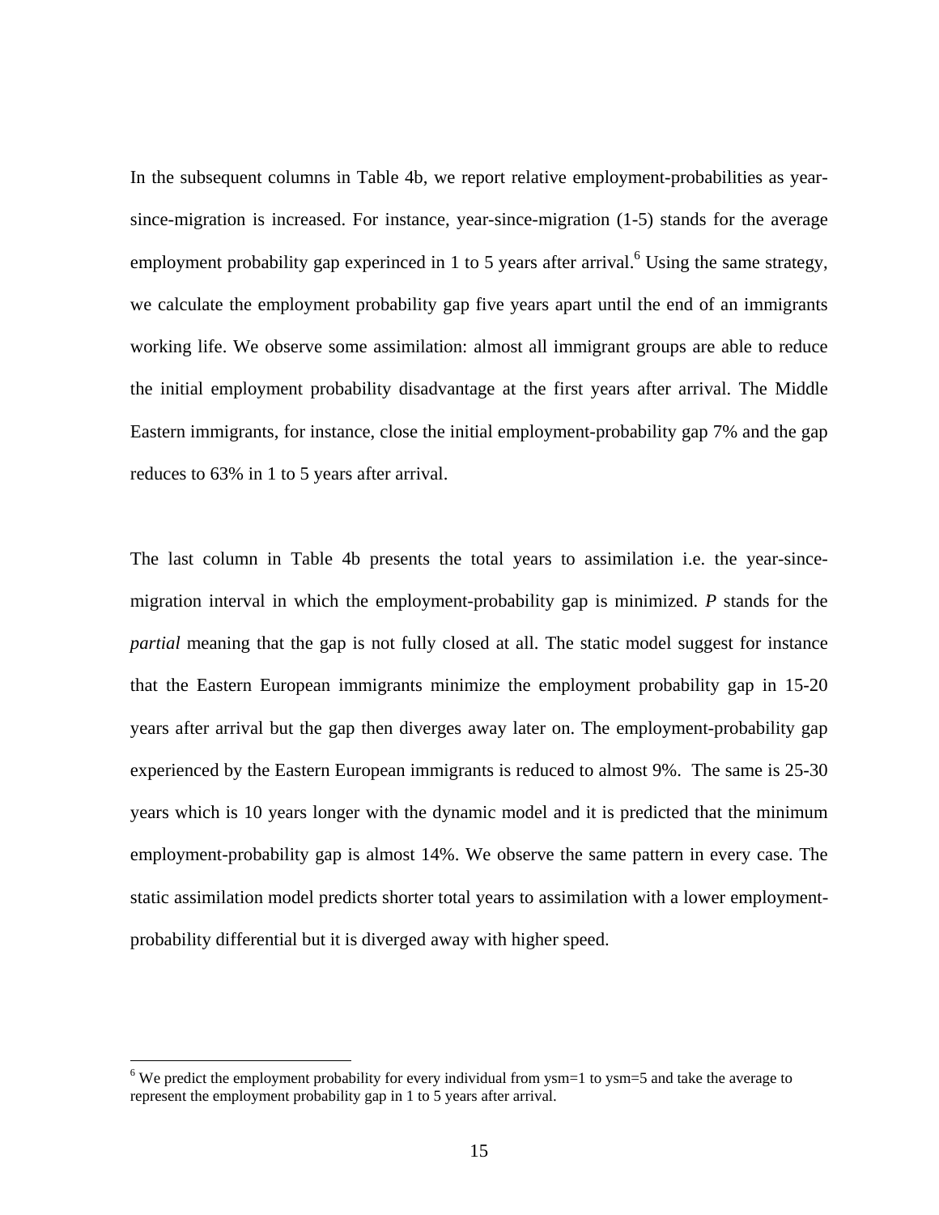In the subsequent columns in Table 4b, we report relative employment-probabilities as year-since-migration is increased. For instance, year-since-migration (1-5) stands for the average employment probability gap experinced in 1 to 5 years after arrival.[6] Using the same strategy, we calculate the employment probability gap five years apart until the end of an immigrants working life. We observe some assimilation: almost all immigrant groups are able to reduce the initial employment probability disadvantage at the first years after arrival. The Middle Eastern immigrants, for instance, close the initial employment-probability gap 7% and the gap reduces to 63% in 1 to 5 years after arrival.

The last column in Table 4b presents the total years to assimilation i.e. the year-since-migration interval in which the employment-probability gap is minimized. *P* stands for the *partial* meaning that the gap is not fully closed at all. The static model suggest for instance that the Eastern European immigrants minimize the employment probability gap in 15-20 years after arrival but the gap then diverges away later on. The employment-probability gap experienced by the Eastern European immigrants is reduced to almost 9%. The same is 25-30 years which is 10 years longer with the dynamic model and it is predicted that the minimum employment-probability gap is almost 14%. We observe the same pattern in every case. The static assimilation model predicts shorter total years to assimilation with a lower employment-probability differential but it is diverged away with higher speed.

[6] We predict the employment probability for every individual from ysm=1 to ysm=5 and take the average to represent the employment probability gap in 1 to 5 years after arrival.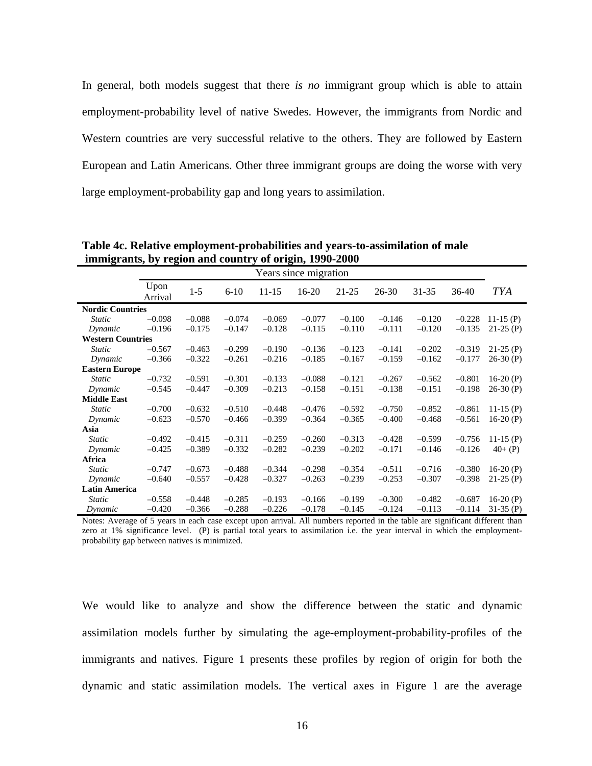In general, both models suggest that there *is no* immigrant group which is able to attain employment-probability level of native Swedes. However, the immigrants from Nordic and Western countries are very successful relative to the others. They are followed by Eastern European and Latin Americans. Other three immigrant groups are doing the worse with very large employment-probability gap and long years to assimilation.

**Table 4c. Relative employment-probabilities and years-to-assimilation of male immigrants, by region and country of origin, 1990-2000**

| | Years since migration | | | | | | | | | |
|---|---|---|---|---|---|---|---|---|---|---|
| | Upon Arrival | 1-5 | 6-10 | 11-15 | 16-20 | 21-25 | 26-30 | 31-35 | 36-40 | *TYA* |
| **Nordic Countries** | | | | | | | | | | |
| *Static* | –0.098 | –0.088 | –0.074 | –0.069 | –0.077 | –0.100 | –0.146 | –0.120 | –0.228 | 11-15 (P) |
| *Dynamic* | –0.196 | –0.175 | –0.147 | –0.128 | –0.115 | –0.110 | –0.111 | –0.120 | –0.135 | 21-25 (P) |
| **Western Countries** | | | | | | | | | | |
| *Static* | –0.567 | –0.463 | –0.299 | –0.190 | –0.136 | –0.123 | –0.141 | –0.202 | –0.319 | 21-25 (P) |
| *Dynamic* | –0.366 | –0.322 | –0.261 | –0.216 | –0.185 | –0.167 | –0.159 | –0.162 | –0.177 | 26-30 (P) |
| **Eastern Europe** | | | | | | | | | | |
| *Static* | –0.732 | –0.591 | –0.301 | –0.133 | –0.088 | –0.121 | –0.267 | –0.562 | –0.801 | 16-20 (P) |
| *Dynamic* | –0.545 | –0.447 | –0.309 | –0.213 | –0.158 | –0.151 | –0.138 | –0.151 | –0.198 | 26-30 (P) |
| **Middle East** | | | | | | | | | | |
| *Static* | –0.700 | –0.632 | –0.510 | –0.448 | –0.476 | –0.592 | –0.750 | –0.852 | –0.861 | 11-15 (P) |
| *Dynamic* | –0.623 | –0.570 | –0.466 | –0.399 | –0.364 | –0.365 | –0.400 | –0.468 | –0.561 | 16-20 (P) |
| **Asia** | | | | | | | | | | |
| *Static* | –0.492 | –0.415 | –0.311 | –0.259 | –0.260 | –0.313 | –0.428 | –0.599 | –0.756 | 11-15 (P) |
| *Dynamic* | –0.425 | –0.389 | –0.332 | –0.282 | –0.239 | –0.202 | –0.171 | –0.146 | –0.126 | 40+ (P) |
| **Africa** | | | | | | | | | | |
| *Static* | –0.747 | –0.673 | –0.488 | –0.344 | –0.298 | –0.354 | –0.511 | –0.716 | –0.380 | 16-20 (P) |
| *Dynamic* | –0.640 | –0.557 | –0.428 | –0.327 | –0.263 | –0.239 | –0.253 | –0.307 | –0.398 | 21-25 (P) |
| **Latin America** | | | | | | | | | | |
| *Static* | –0.558 | –0.448 | –0.285 | –0.193 | –0.166 | –0.199 | –0.300 | –0.482 | –0.687 | 16-20 (P) |
| *Dynamic* | –0.420 | –0.366 | –0.288 | –0.226 | –0.178 | –0.145 | –0.124 | –0.113 | –0.114 | 31-35 (P) |

Notes: Average of 5 years in each case except upon arrival. All numbers reported in the table are significant different than zero at 1% significance level. (P) is partial total years to assimilation i.e. the year interval in which the employment-probability gap between natives is minimized.

We would like to analyze and show the difference between the static and dynamic assimilation models further by simulating the age-employment-probability-profiles of the immigrants and natives. Figure 1 presents these profiles by region of origin for both the dynamic and static assimilation models. The vertical axes in Figure 1 are the average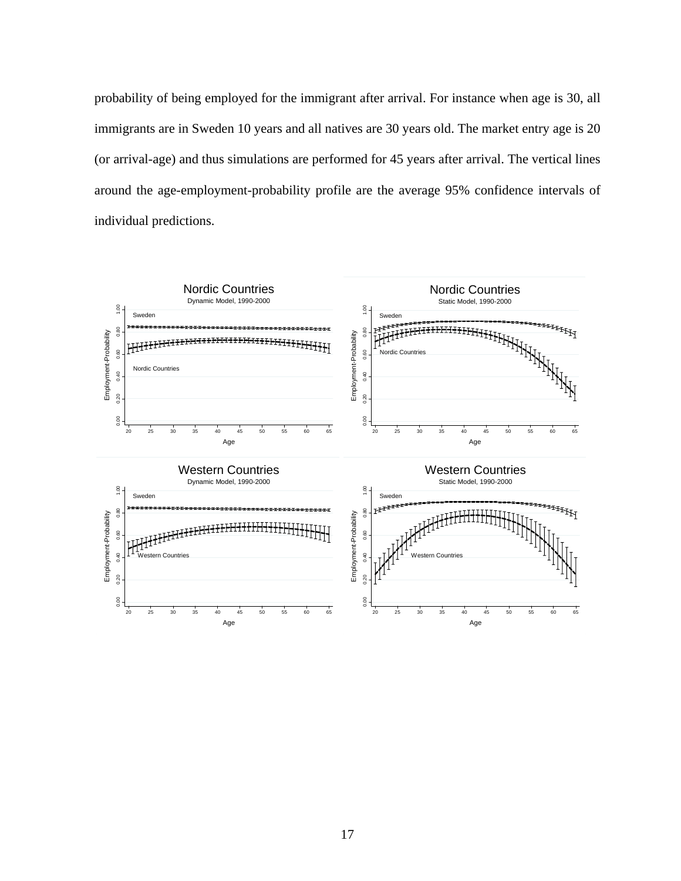probability of being employed for the immigrant after arrival. For instance when age is 30, all immigrants are in Sweden 10 years and all natives are 30 years old. The market entry age is 20 (or arrival-age) and thus simulations are performed for 45 years after arrival. The vertical lines around the age-employment-probability profile are the average 95% confidence intervals of individual predictions.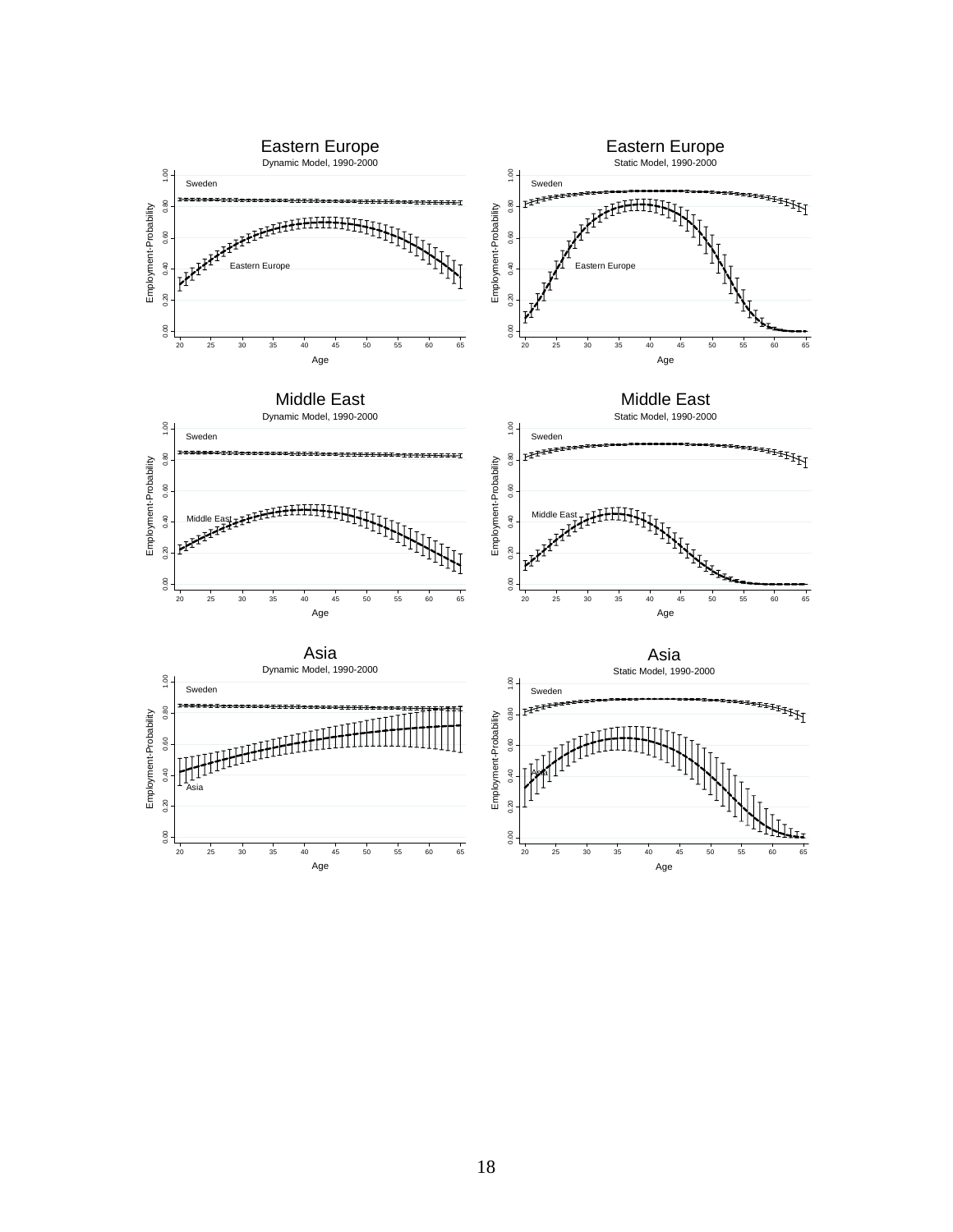### Eastern Europe
Dynamic Model, 1990-2000

### Eastern Europe
Static Model, 1990-2000

### Middle East
Dynamic Model, 1990-2000

### Middle East
Static Model, 1990-2000

### Asia
Dynamic Model, 1990-2000

### Asia
Static Model, 1990-2000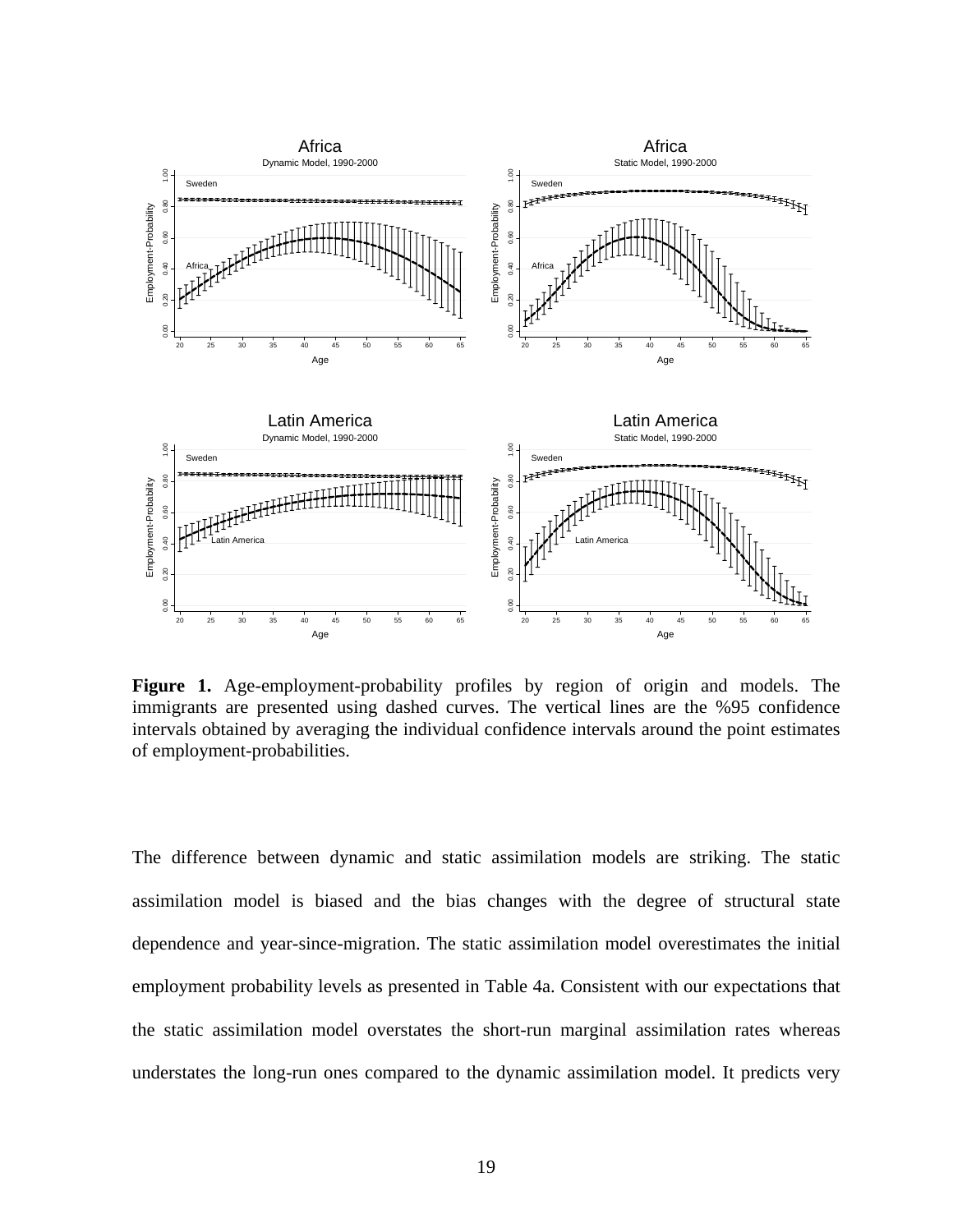**Figure 1.** Age-employment-probability profiles by region of origin and models. The immigrants are presented using dashed curves. The vertical lines are the %95 confidence intervals obtained by averaging the individual confidence intervals around the point estimates of employment-probabilities.

The difference between dynamic and static assimilation models are striking. The static assimilation model is biased and the bias changes with the degree of structural state dependence and year-since-migration. The static assimilation model overestimates the initial employment probability levels as presented in Table 4a. Consistent with our expectations that the static assimilation model overstates the short-run marginal assimilation rates whereas understates the long-run ones compared to the dynamic assimilation model. It predicts very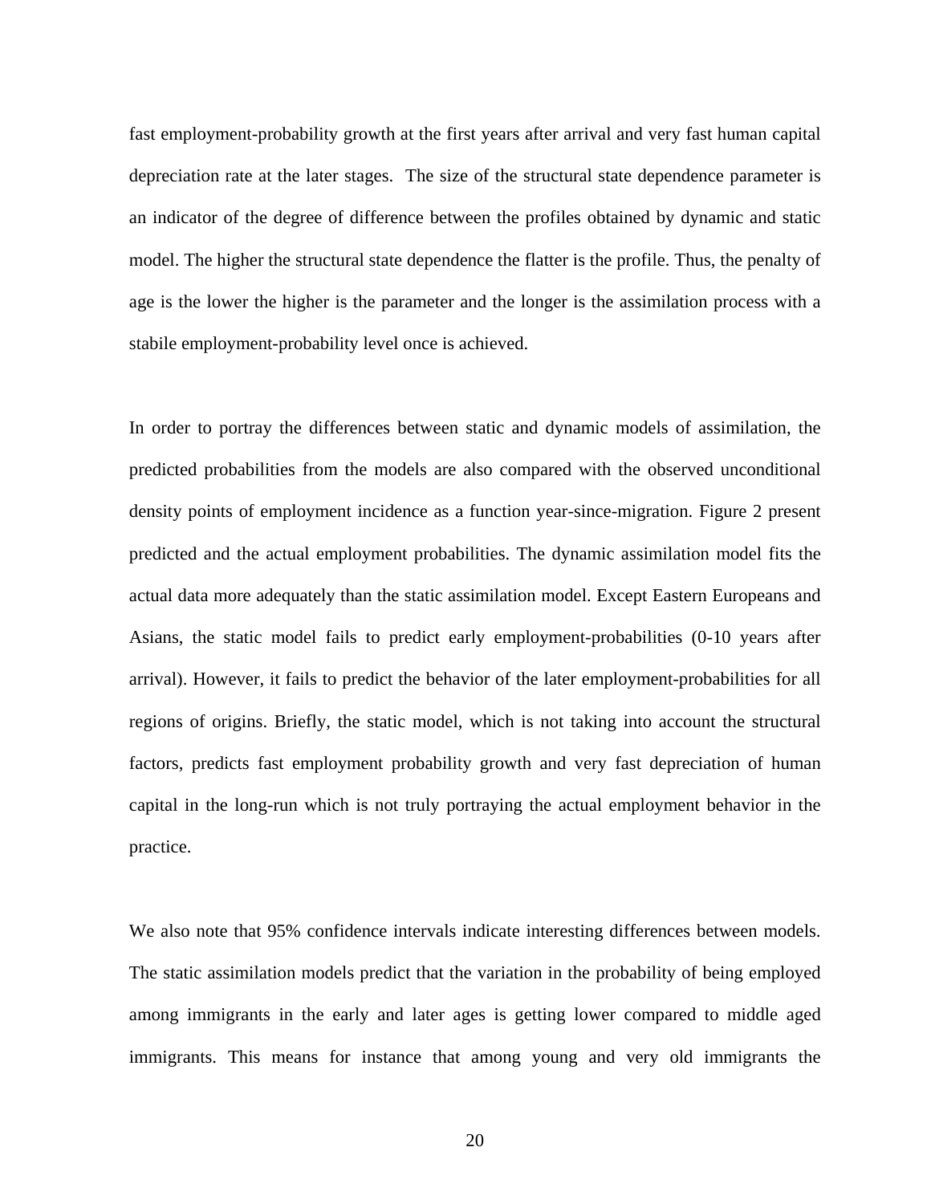fast employment-probability growth at the first years after arrival and very fast human capital depreciation rate at the later stages.  The size of the structural state dependence parameter is an indicator of the degree of difference between the profiles obtained by dynamic and static model. The higher the structural state dependence the flatter is the profile. Thus, the penalty of age is the lower the higher is the parameter and the longer is the assimilation process with a stabile employment-probability level once is achieved.

In order to portray the differences between static and dynamic models of assimilation, the predicted probabilities from the models are also compared with the observed unconditional density points of employment incidence as a function year-since-migration. Figure 2 present predicted and the actual employment probabilities. The dynamic assimilation model fits the actual data more adequately than the static assimilation model. Except Eastern Europeans and Asians, the static model fails to predict early employment-probabilities (0-10 years after arrival). However, it fails to predict the behavior of the later employment-probabilities for all regions of origins. Briefly, the static model, which is not taking into account the structural factors, predicts fast employment probability growth and very fast depreciation of human capital in the long-run which is not truly portraying the actual employment behavior in the practice.

We also note that 95% confidence intervals indicate interesting differences between models. The static assimilation models predict that the variation in the probability of being employed among immigrants in the early and later ages is getting lower compared to middle aged immigrants. This means for instance that among young and very old immigrants the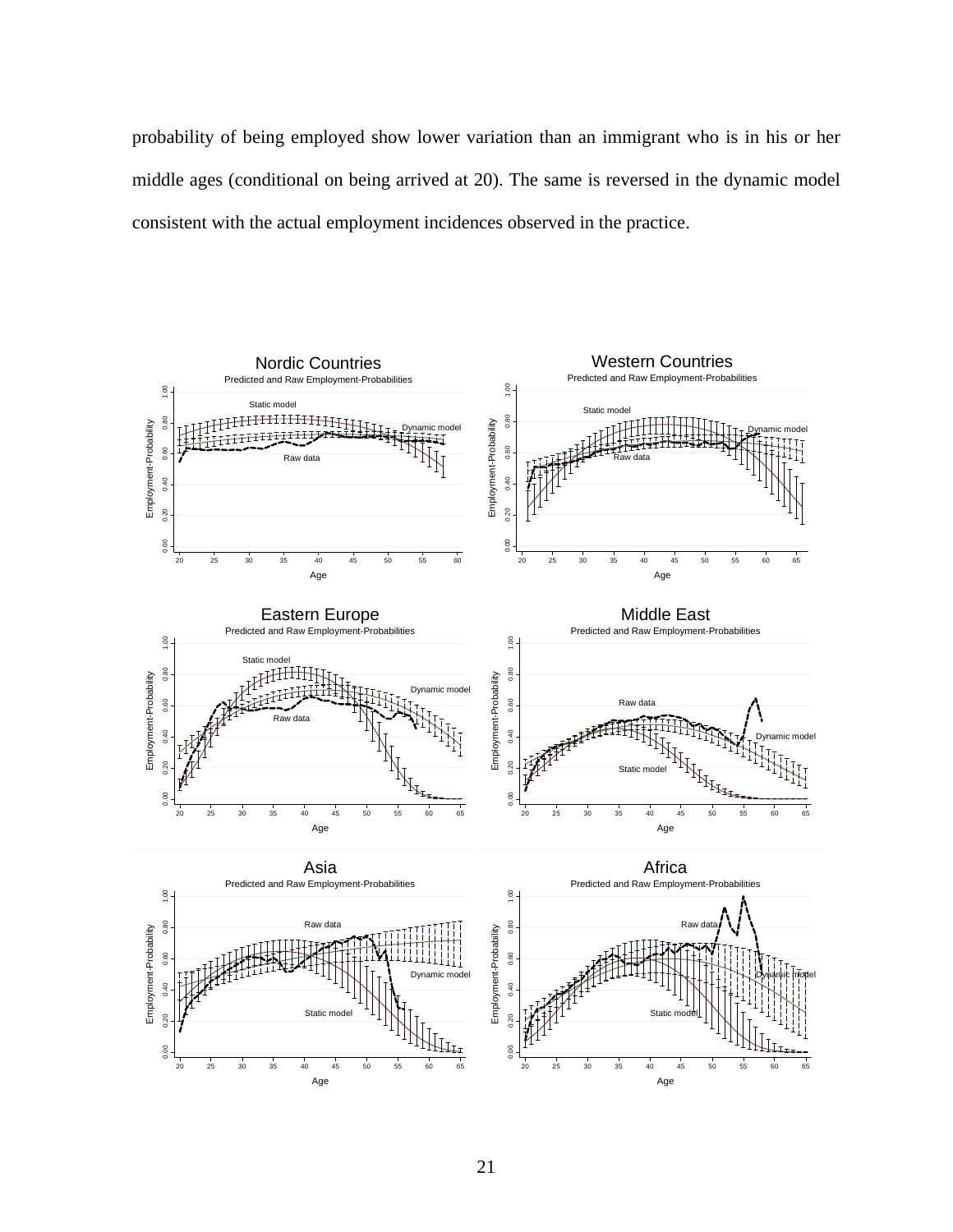probability of being employed show lower variation than an immigrant who is in his or her middle ages (conditional on being arrived at 20). The same is reversed in the dynamic model consistent with the actual employment incidences observed in the practice.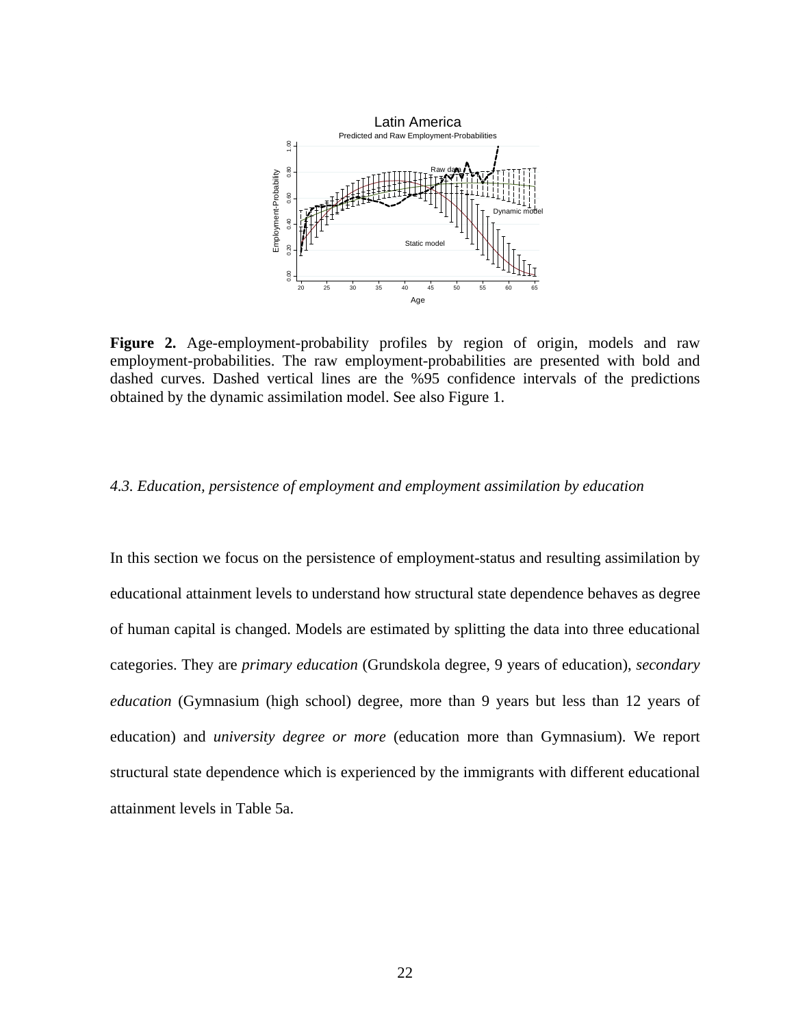**Figure 2.** Age-employment-probability profiles by region of origin, models and raw employment-probabilities. The raw employment-probabilities are presented with bold and dashed curves. Dashed vertical lines are the %95 confidence intervals of the predictions obtained by the dynamic assimilation model. See also Figure 1.

### *4.3. Education, persistence of employment and employment assimilation by education*

In this section we focus on the persistence of employment-status and resulting assimilation by educational attainment levels to understand how structural state dependence behaves as degree of human capital is changed. Models are estimated by splitting the data into three educational categories. They are *primary education* (Grundskola degree, 9 years of education), *secondary education* (Gymnasium (high school) degree, more than 9 years but less than 12 years of education) and *university degree or more* (education more than Gymnasium). We report structural state dependence which is experienced by the immigrants with different educational attainment levels in Table 5a.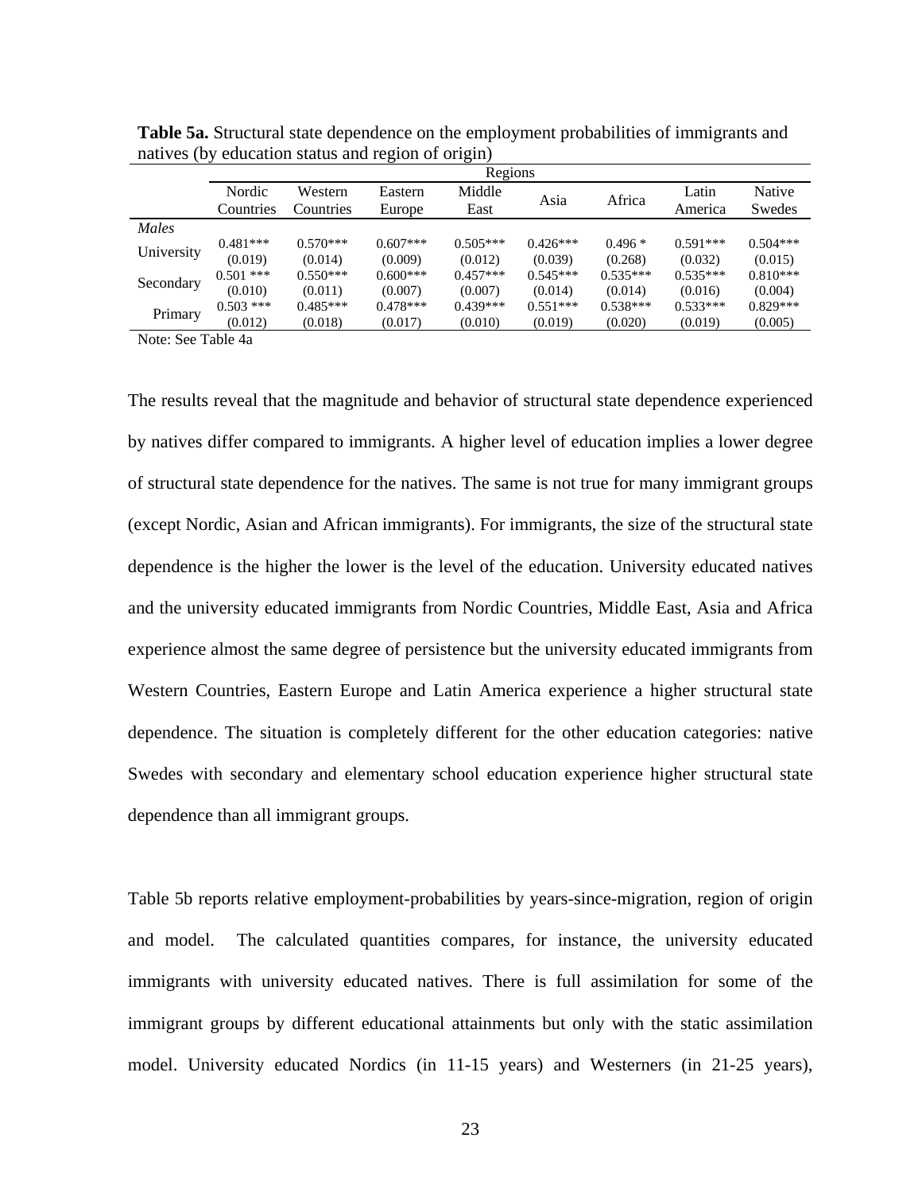**Table 5a.** Structural state dependence on the employment probabilities of immigrants and natives (by education status and region of origin)

| | Regions | | | | | | | |
|---|---|---|---|---|---|---|---|---|
| | Nordic Countries | Western Countries | Eastern Europe | Middle East | Asia | Africa | Latin America | Native Swedes |
| *Males* | | | | | | | | |
| University | 0.481*** | 0.570*** | 0.607*** | 0.505*** | 0.426*** | 0.496 * | 0.591*** | 0.504*** |
| | (0.019) | (0.014) | (0.009) | (0.012) | (0.039) | (0.268) | (0.032) | (0.015) |
| Secondary | 0.501 *** | 0.550*** | 0.600*** | 0.457*** | 0.545*** | 0.535*** | 0.535*** | 0.810*** |
| | (0.010) | (0.011) | (0.007) | (0.007) | (0.014) | (0.014) | (0.016) | (0.004) |
| Primary | 0.503 *** | 0.485*** | 0.478*** | 0.439*** | 0.551*** | 0.538*** | 0.533*** | 0.829*** |
| | (0.012) | (0.018) | (0.017) | (0.010) | (0.019) | (0.020) | (0.019) | (0.005) |

Note: See Table 4a

The results reveal that the magnitude and behavior of structural state dependence experienced by natives differ compared to immigrants. A higher level of education implies a lower degree of structural state dependence for the natives. The same is not true for many immigrant groups (except Nordic, Asian and African immigrants). For immigrants, the size of the structural state dependence is the higher the lower is the level of the education. University educated natives and the university educated immigrants from Nordic Countries, Middle East, Asia and Africa experience almost the same degree of persistence but the university educated immigrants from Western Countries, Eastern Europe and Latin America experience a higher structural state dependence. The situation is completely different for the other education categories: native Swedes with secondary and elementary school education experience higher structural state dependence than all immigrant groups.

Table 5b reports relative employment-probabilities by years-since-migration, region of origin and model. The calculated quantities compares, for instance, the university educated immigrants with university educated natives. There is full assimilation for some of the immigrant groups by different educational attainments but only with the static assimilation model. University educated Nordics (in 11-15 years) and Westerners (in 21-25 years),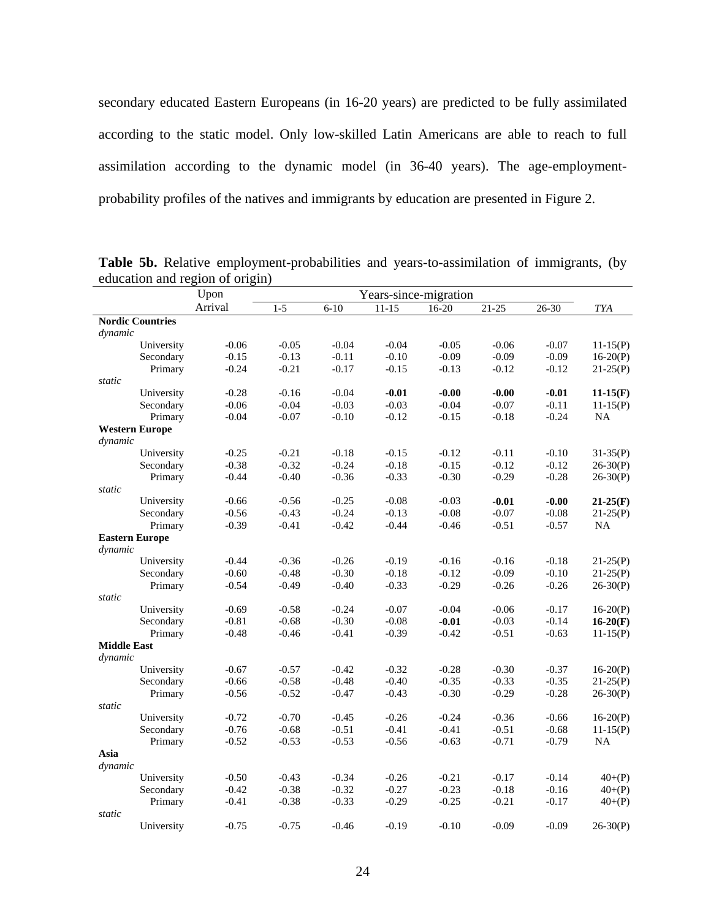secondary educated Eastern Europeans (in 16-20 years) are predicted to be fully assimilated according to the static model. Only low-skilled Latin Americans are able to reach to full assimilation according to the dynamic model (in 36-40 years). The age-employment-probability profiles of the natives and immigrants by education are presented in Figure 2.

**Table 5b.** Relative employment-probabilities and years-to-assimilation of immigrants, (by education and region of origin)

| | Upon Arrival | Years-since-migration | | | | | | *TYA* |
|---|---|---|---|---|---|---|---|---|
| | | 1-5 | 6-10 | 11-15 | 16-20 | 21-25 | 26-30 | |
| **Nordic Countries** | | | | | | | | |
| *dynamic* | | | | | | | | |
| University | -0.06 | -0.05 | -0.04 | -0.04 | -0.05 | -0.06 | -0.07 | 11-15(P) |
| Secondary | -0.15 | -0.13 | -0.11 | -0.10 | -0.09 | -0.09 | -0.09 | 16-20(P) |
| Primary | -0.24 | -0.21 | -0.17 | -0.15 | -0.13 | -0.12 | -0.12 | 21-25(P) |
| *static* | | | | | | | | |
| University | -0.28 | -0.16 | -0.04 | **-0.01** | **-0.00** | **-0.00** | **-0.01** | **11-15(F)** |
| Secondary | -0.06 | -0.04 | -0.03 | -0.03 | -0.04 | -0.07 | -0.11 | 11-15(P) |
| Primary | -0.04 | -0.07 | -0.10 | -0.12 | -0.15 | -0.18 | -0.24 | NA |
| **Western Europe** | | | | | | | | |
| *dynamic* | | | | | | | | |
| University | -0.25 | -0.21 | -0.18 | -0.15 | -0.12 | -0.11 | -0.10 | 31-35(P) |
| Secondary | -0.38 | -0.32 | -0.24 | -0.18 | -0.15 | -0.12 | -0.12 | 26-30(P) |
| Primary | -0.44 | -0.40 | -0.36 | -0.33 | -0.30 | -0.29 | -0.28 | 26-30(P) |
| *static* | | | | | | | | |
| University | -0.66 | -0.56 | -0.25 | -0.08 | -0.03 | **-0.01** | **-0.00** | **21-25(F)** |
| Secondary | -0.56 | -0.43 | -0.24 | -0.13 | -0.08 | -0.07 | -0.08 | 21-25(P) |
| Primary | -0.39 | -0.41 | -0.42 | -0.44 | -0.46 | -0.51 | -0.57 | NA |
| **Eastern Europe** | | | | | | | | |
| *dynamic* | | | | | | | | |
| University | -0.44 | -0.36 | -0.26 | -0.19 | -0.16 | -0.16 | -0.18 | 21-25(P) |
| Secondary | -0.60 | -0.48 | -0.30 | -0.18 | -0.12 | -0.09 | -0.10 | 21-25(P) |
| Primary | -0.54 | -0.49 | -0.40 | -0.33 | -0.29 | -0.26 | -0.26 | 26-30(P) |
| *static* | | | | | | | | |
| University | -0.69 | -0.58 | -0.24 | -0.07 | -0.04 | -0.06 | -0.17 | 16-20(P) |
| Secondary | -0.81 | -0.68 | -0.30 | -0.08 | **-0.01** | -0.03 | -0.14 | **16-20(F)** |
| Primary | -0.48 | -0.46 | -0.41 | -0.39 | -0.42 | -0.51 | -0.63 | 11-15(P) |
| **Middle East** | | | | | | | | |
| *dynamic* | | | | | | | | |
| University | -0.67 | -0.57 | -0.42 | -0.32 | -0.28 | -0.30 | -0.37 | 16-20(P) |
| Secondary | -0.66 | -0.58 | -0.48 | -0.40 | -0.35 | -0.33 | -0.35 | 21-25(P) |
| Primary | -0.56 | -0.52 | -0.47 | -0.43 | -0.30 | -0.29 | -0.28 | 26-30(P) |
| *static* | | | | | | | | |
| University | -0.72 | -0.70 | -0.45 | -0.26 | -0.24 | -0.36 | -0.66 | 16-20(P) |
| Secondary | -0.76 | -0.68 | -0.51 | -0.41 | -0.41 | -0.51 | -0.68 | 11-15(P) |
| Primary | -0.52 | -0.53 | -0.53 | -0.56 | -0.63 | -0.71 | -0.79 | NA |
| **Asia** | | | | | | | | |
| *dynamic* | | | | | | | | |
| University | -0.50 | -0.43 | -0.34 | -0.26 | -0.21 | -0.17 | -0.14 | 40+(P) |
| Secondary | -0.42 | -0.38 | -0.32 | -0.27 | -0.23 | -0.18 | -0.16 | 40+(P) |
| Primary | -0.41 | -0.38 | -0.33 | -0.29 | -0.25 | -0.21 | -0.17 | 40+(P) |
| *static* | | | | | | | | |
| University | -0.75 | -0.75 | -0.46 | -0.19 | -0.10 | -0.09 | -0.09 | 26-30(P) |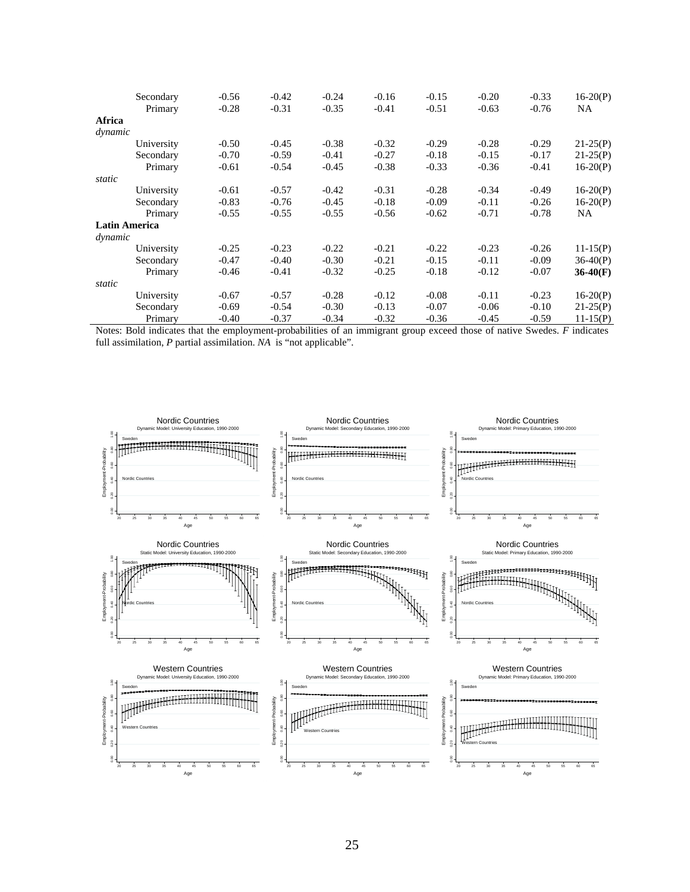| | | | | | | | | |
|---|---|---|---|---|---|---|---|---|
| Secondary | -0.56 | -0.42 | -0.24 | -0.16 | -0.15 | -0.20 | -0.33 | 16-20(P) |
| Primary | -0.28 | -0.31 | -0.35 | -0.41 | -0.51 | -0.63 | -0.76 | NA |
| **Africa** | | | | | | | | |
| *dynamic* | | | | | | | | |
| University | -0.50 | -0.45 | -0.38 | -0.32 | -0.29 | -0.28 | -0.29 | 21-25(P) |
| Secondary | -0.70 | -0.59 | -0.41 | -0.27 | -0.18 | -0.15 | -0.17 | 21-25(P) |
| Primary | -0.61 | -0.54 | -0.45 | -0.38 | -0.33 | -0.36 | -0.41 | 16-20(P) |
| *static* | | | | | | | | |
| University | -0.61 | -0.57 | -0.42 | -0.31 | -0.28 | -0.34 | -0.49 | 16-20(P) |
| Secondary | -0.83 | -0.76 | -0.45 | -0.18 | -0.09 | -0.11 | -0.26 | 16-20(P) |
| Primary | -0.55 | -0.55 | -0.55 | -0.56 | -0.62 | -0.71 | -0.78 | NA |
| **Latin America** | | | | | | | | |
| *dynamic* | | | | | | | | |
| University | -0.25 | -0.23 | -0.22 | -0.21 | -0.22 | -0.23 | -0.26 | 11-15(P) |
| Secondary | -0.47 | -0.40 | -0.30 | -0.21 | -0.15 | -0.11 | -0.09 | 36-40(P) |
| Primary | -0.46 | -0.41 | -0.32 | -0.25 | -0.18 | -0.12 | -0.07 | **36-40(F)** |
| *static* | | | | | | | | |
| University | -0.67 | -0.57 | -0.28 | -0.12 | -0.08 | -0.11 | -0.23 | 16-20(P) |
| Secondary | -0.69 | -0.54 | -0.30 | -0.13 | -0.07 | -0.06 | -0.10 | 21-25(P) |
| Primary | -0.40 | -0.37 | -0.34 | -0.32 | -0.36 | -0.45 | -0.59 | 11-15(P) |

Notes: Bold indicates that the employment-probabilities of an immigrant group exceed those of native Swedes. *F* indicates full assimilation, *P* partial assimilation. *NA* is "not applicable".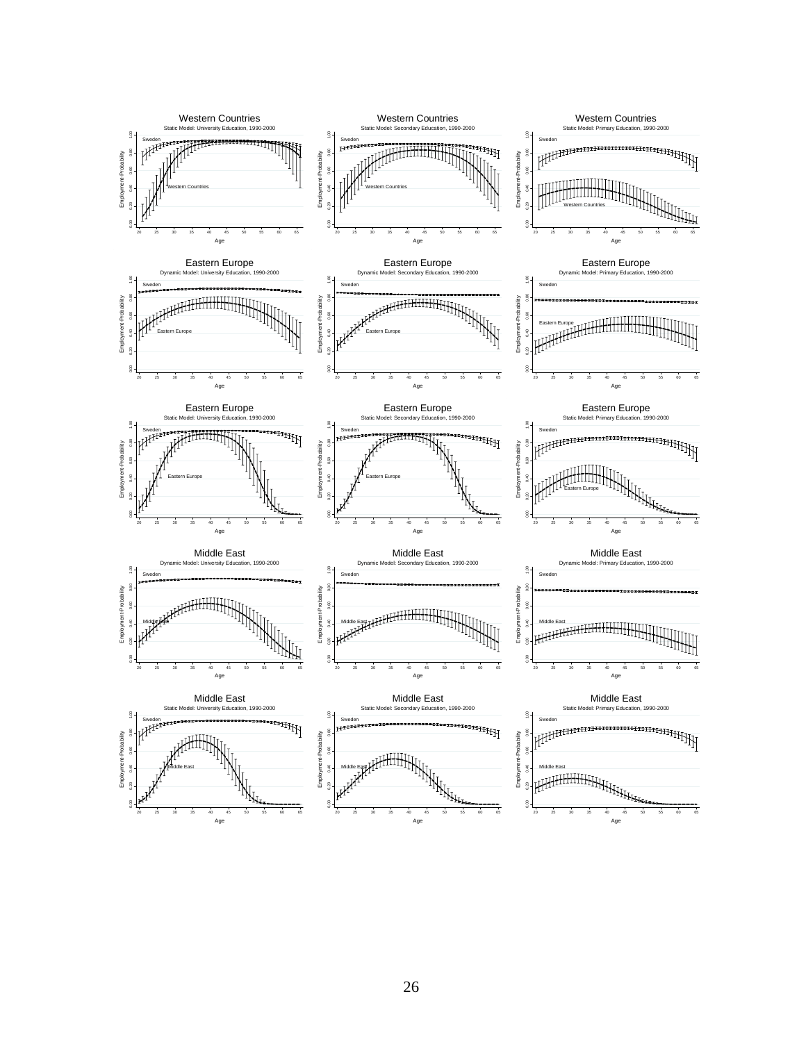**Western Countries**
Static Model: University Education, 1990-2000

**Western Countries**
Static Model: Secondary Education, 1990-2000

**Western Countries**
Static Model: Primary Education, 1990-2000

**Eastern Europe**
Dynamic Model: University Education, 1990-2000

**Eastern Europe**
Dynamic Model: Secondary Education, 1990-2000

**Eastern Europe**
Dynamic Model: Primary Education, 1990-2000

**Eastern Europe**
Static Model: University Education, 1990-2000

**Eastern Europe**
Static Model: Secondary Education, 1990-2000

**Eastern Europe**
Static Model: Primary Education, 1990-2000

**Middle East**
Dynamic Model: University Education, 1990-2000

**Middle East**
Dynamic Model: Secondary Education, 1990-2000

**Middle East**
Dynamic Model: Primary Education, 1990-2000

**Middle East**
Static Model: University Education, 1990-2000

**Middle East**
Static Model: Secondary Education, 1990-2000

**Middle East**
Static Model: Primary Education, 1990-2000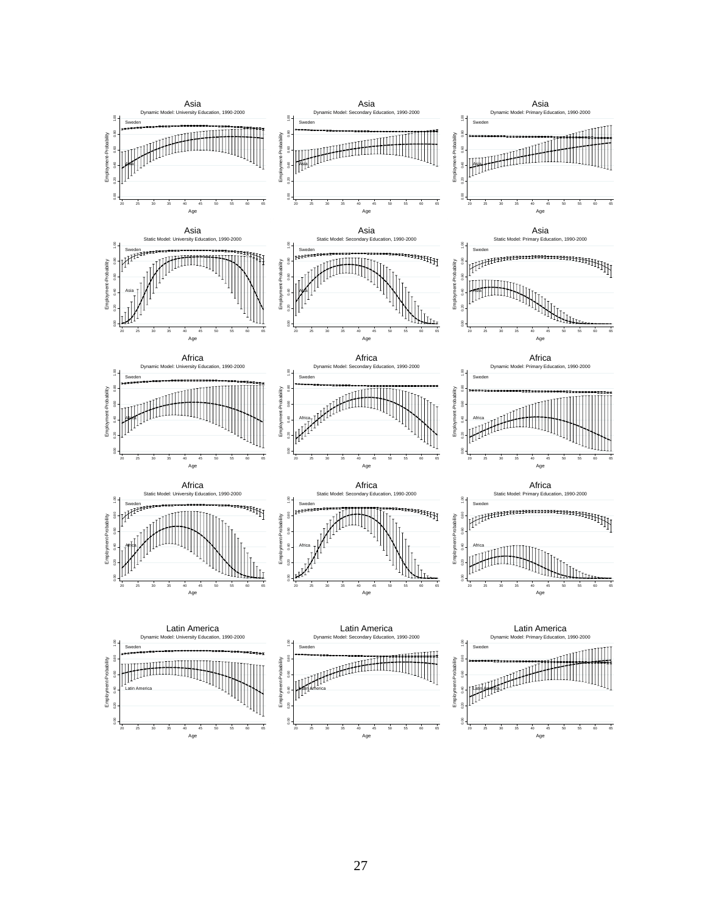Asia
Dynamic Model: University Education, 1990-2000

Asia
Dynamic Model: Secondary Education, 1990-2000

Asia
Dynamic Model: Primary Education, 1990-2000

Asia
Static Model: University Education, 1990-2000

Asia
Static Model: Secondary Education, 1990-2000

Asia
Static Model: Primary Education, 1990-2000

Africa
Dynamic Model: University Education, 1990-2000

Africa
Dynamic Model: Secondary Education, 1990-2000

Africa
Dynamic Model: Primary Education, 1990-2000

Africa
Static Model: University Education, 1990-2000

Africa
Static Model: Secondary Education, 1990-2000

Africa
Static Model: Primary Education, 1990-2000

Latin America
Dynamic Model: University Education, 1990-2000

Latin America
Dynamic Model: Secondary Education, 1990-2000

Latin America
Dynamic Model: Primary Education, 1990-2000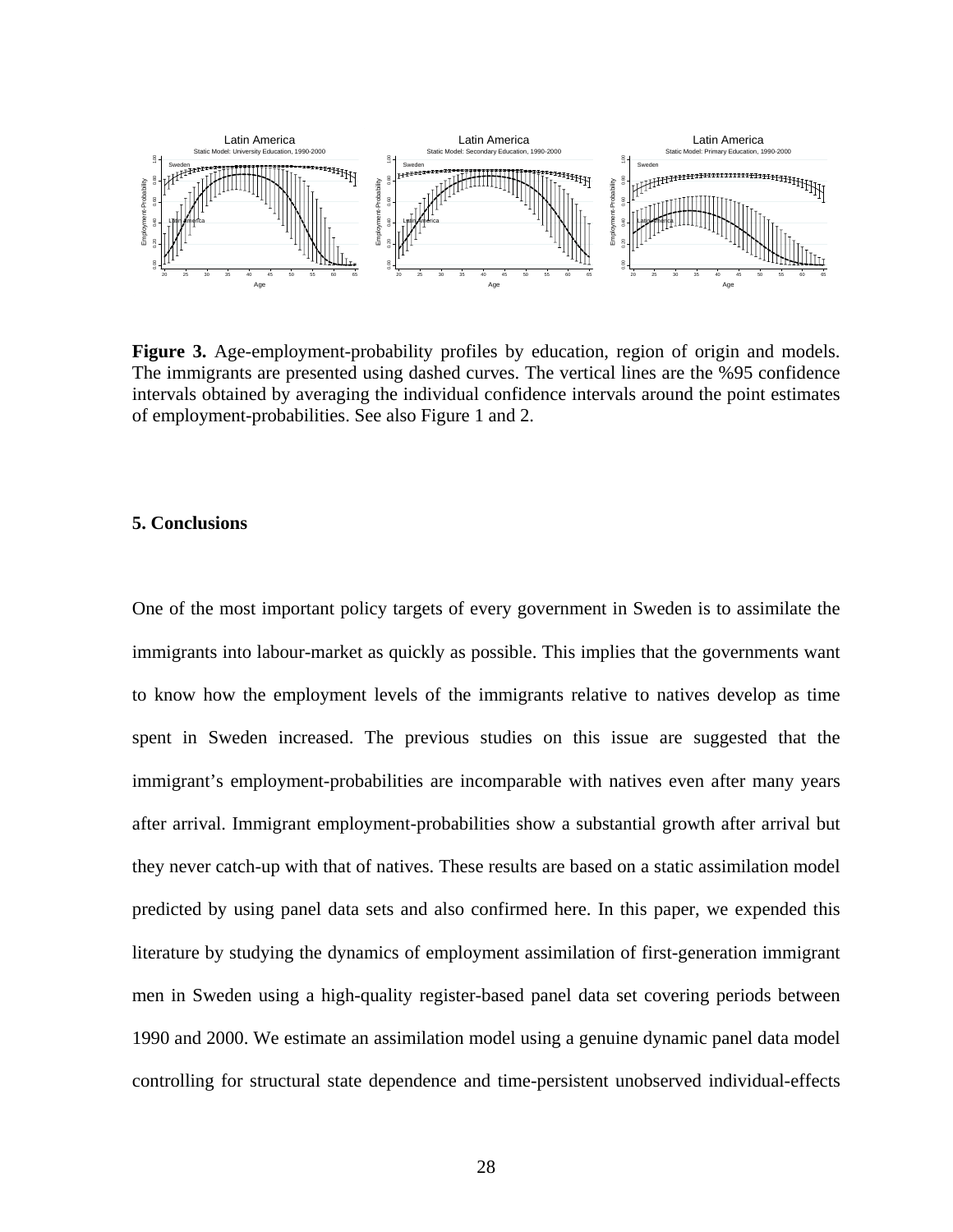**Figure 3.** Age-employment-probability profiles by education, region of origin and models. The immigrants are presented using dashed curves. The vertical lines are the %95 confidence intervals obtained by averaging the individual confidence intervals around the point estimates of employment-probabilities. See also Figure 1 and 2.

## 5. Conclusions

One of the most important policy targets of every government in Sweden is to assimilate the immigrants into labour-market as quickly as possible. This implies that the governments want to know how the employment levels of the immigrants relative to natives develop as time spent in Sweden increased. The previous studies on this issue are suggested that the immigrant's employment-probabilities are incomparable with natives even after many years after arrival. Immigrant employment-probabilities show a substantial growth after arrival but they never catch-up with that of natives. These results are based on a static assimilation model predicted by using panel data sets and also confirmed here. In this paper, we expended this literature by studying the dynamics of employment assimilation of first-generation immigrant men in Sweden using a high-quality register-based panel data set covering periods between 1990 and 2000. We estimate an assimilation model using a genuine dynamic panel data model controlling for structural state dependence and time-persistent unobserved individual-effects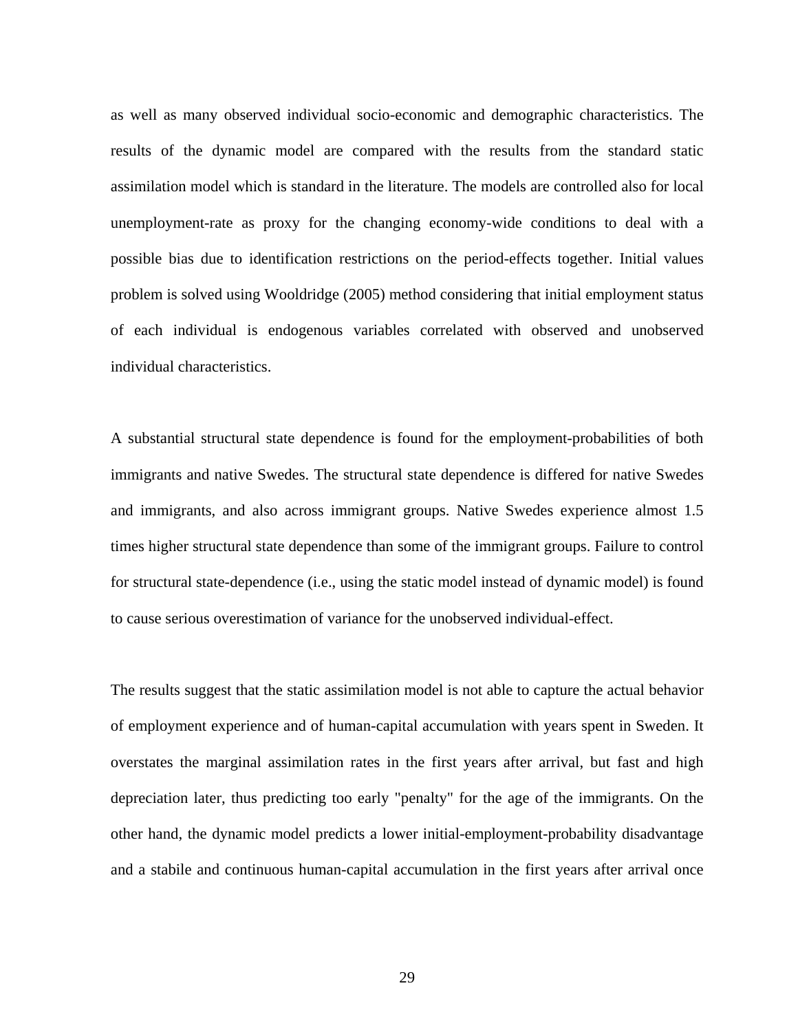as well as many observed individual socio-economic and demographic characteristics. The results of the dynamic model are compared with the results from the standard static assimilation model which is standard in the literature. The models are controlled also for local unemployment-rate as proxy for the changing economy-wide conditions to deal with a possible bias due to identification restrictions on the period-effects together. Initial values problem is solved using Wooldridge (2005) method considering that initial employment status of each individual is endogenous variables correlated with observed and unobserved individual characteristics.

A substantial structural state dependence is found for the employment-probabilities of both immigrants and native Swedes. The structural state dependence is differed for native Swedes and immigrants, and also across immigrant groups. Native Swedes experience almost 1.5 times higher structural state dependence than some of the immigrant groups. Failure to control for structural state-dependence (i.e., using the static model instead of dynamic model) is found to cause serious overestimation of variance for the unobserved individual-effect.

The results suggest that the static assimilation model is not able to capture the actual behavior of employment experience and of human-capital accumulation with years spent in Sweden. It overstates the marginal assimilation rates in the first years after arrival, but fast and high depreciation later, thus predicting too early "penalty" for the age of the immigrants. On the other hand, the dynamic model predicts a lower initial-employment-probability disadvantage and a stabile and continuous human-capital accumulation in the first years after arrival once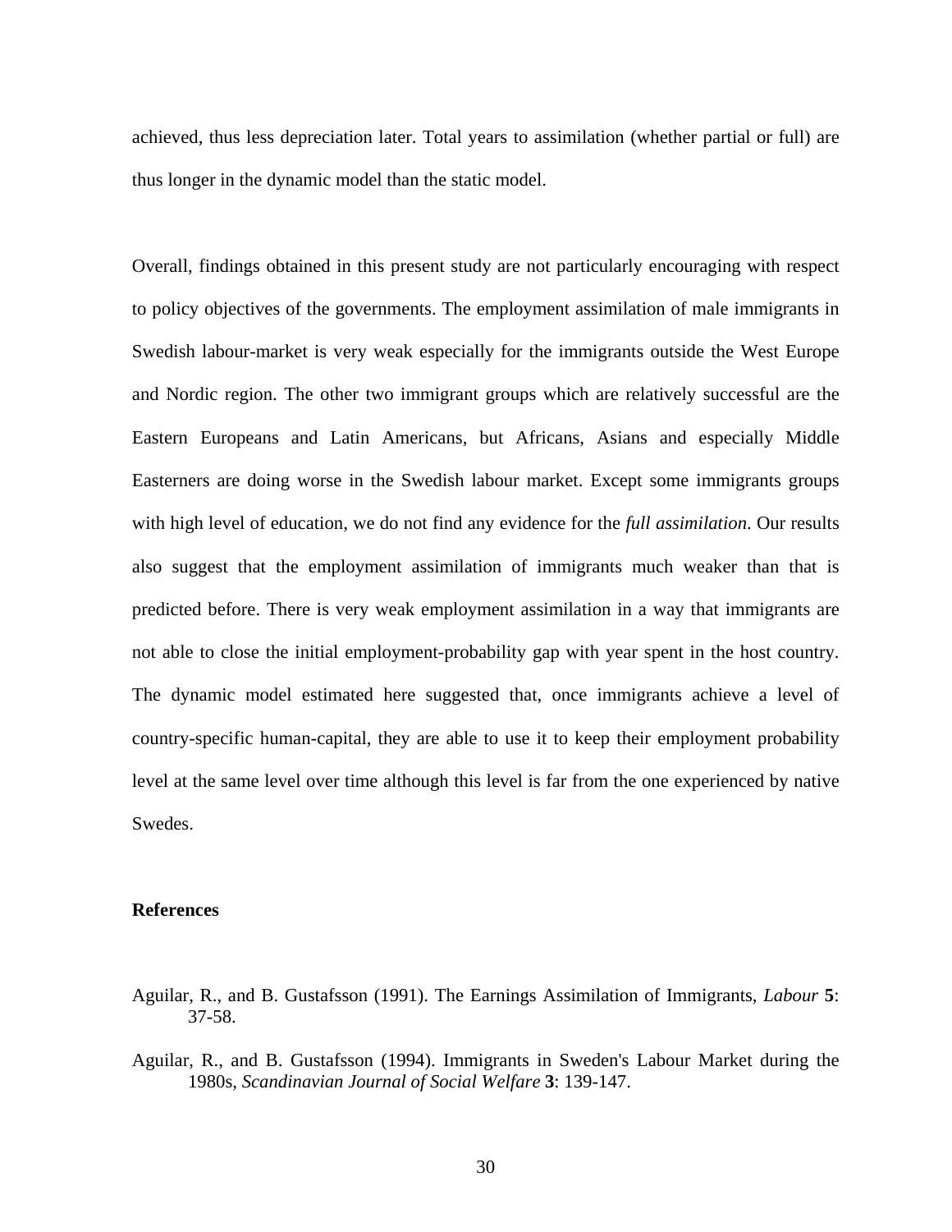achieved, thus less depreciation later. Total years to assimilation (whether partial or full) are thus longer in the dynamic model than the static model.

Overall, findings obtained in this present study are not particularly encouraging with respect to policy objectives of the governments. The employment assimilation of male immigrants in Swedish labour-market is very weak especially for the immigrants outside the West Europe and Nordic region. The other two immigrant groups which are relatively successful are the Eastern Europeans and Latin Americans, but Africans, Asians and especially Middle Easterners are doing worse in the Swedish labour market. Except some immigrants groups with high level of education, we do not find any evidence for the *full assimilation*. Our results also suggest that the employment assimilation of immigrants much weaker than that is predicted before. There is very weak employment assimilation in a way that immigrants are not able to close the initial employment-probability gap with year spent in the host country. The dynamic model estimated here suggested that, once immigrants achieve a level of country-specific human-capital, they are able to use it to keep their employment probability level at the same level over time although this level is far from the one experienced by native Swedes.

## References

Aguilar, R., and B. Gustafsson (1991). The Earnings Assimilation of Immigrants, *Labour* **5**: 37-58.

Aguilar, R., and B. Gustafsson (1994). Immigrants in Sweden's Labour Market during the 1980s, *Scandinavian Journal of Social Welfare* **3**: 139-147.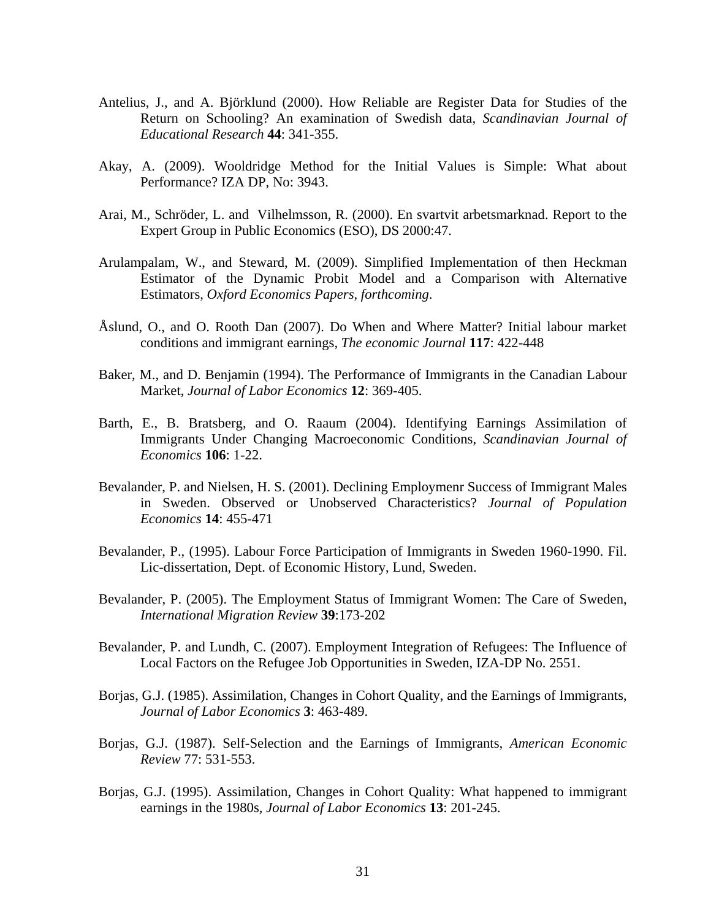Antelius, J., and A. Björklund (2000). How Reliable are Register Data for Studies of the Return on Schooling? An examination of Swedish data, *Scandinavian Journal of Educational Research* **44**: 341-355.

Akay, A. (2009). Wooldridge Method for the Initial Values is Simple: What about Performance? IZA DP, No: 3943.

Arai, M., Schröder, L. and Vilhelmsson, R. (2000). En svartvit arbetsmarknad. Report to the Expert Group in Public Economics (ESO), DS 2000:47.

Arulampalam, W., and Steward, M. (2009). Simplified Implementation of then Heckman Estimator of the Dynamic Probit Model and a Comparison with Alternative Estimators, *Oxford Economics Papers*, *forthcoming*.

Åslund, O., and O. Rooth Dan (2007). Do When and Where Matter? Initial labour market conditions and immigrant earnings, *The economic Journal* **117**: 422-448

Baker, M., and D. Benjamin (1994). The Performance of Immigrants in the Canadian Labour Market, *Journal of Labor Economics* **12**: 369-405.

Barth, E., B. Bratsberg, and O. Raaum (2004). Identifying Earnings Assimilation of Immigrants Under Changing Macroeconomic Conditions, *Scandinavian Journal of Economics* **106**: 1-22.

Bevalander, P. and Nielsen, H. S. (2001). Declining Employmenr Success of Immigrant Males in Sweden. Observed or Unobserved Characteristics? *Journal of Population Economics* **14**: 455-471

Bevalander, P., (1995). Labour Force Participation of Immigrants in Sweden 1960-1990. Fil. Lic-dissertation, Dept. of Economic History, Lund, Sweden.

Bevalander, P. (2005). The Employment Status of Immigrant Women: The Care of Sweden, *International Migration Review* **39**:173-202

Bevalander, P. and Lundh, C. (2007). Employment Integration of Refugees: The Influence of Local Factors on the Refugee Job Opportunities in Sweden, IZA-DP No. 2551.

Borjas, G.J. (1985). Assimilation, Changes in Cohort Quality, and the Earnings of Immigrants, *Journal of Labor Economics* **3**: 463-489.

Borjas, G.J. (1987). Self-Selection and the Earnings of Immigrants, *American Economic Review* 77: 531-553.

Borjas, G.J. (1995). Assimilation, Changes in Cohort Quality: What happened to immigrant earnings in the 1980s, *Journal of Labor Economics* **13**: 201-245.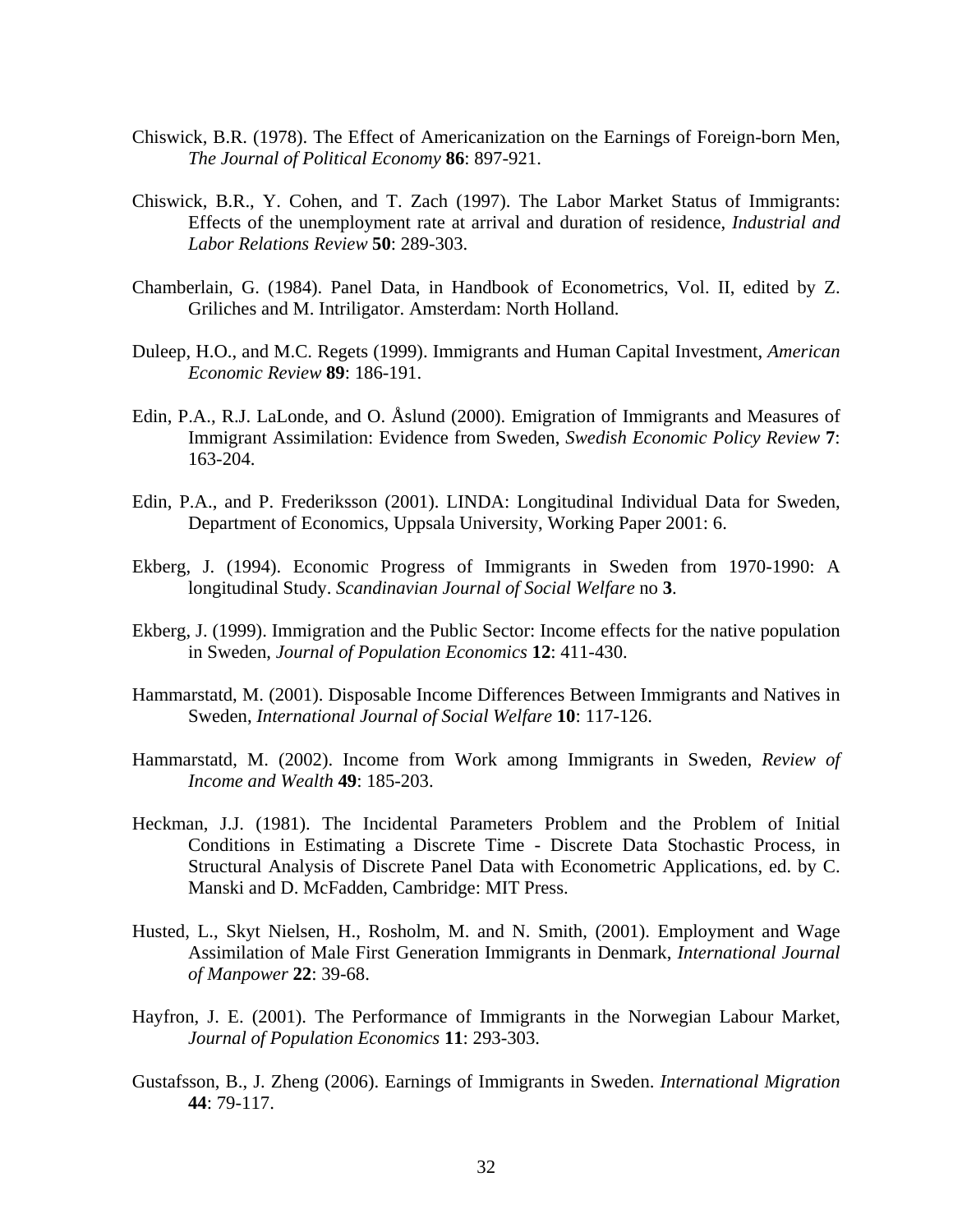Chiswick, B.R. (1978). The Effect of Americanization on the Earnings of Foreign-born Men, *The Journal of Political Economy* **86**: 897-921.

Chiswick, B.R., Y. Cohen, and T. Zach (1997). The Labor Market Status of Immigrants: Effects of the unemployment rate at arrival and duration of residence, *Industrial and Labor Relations Review* **50**: 289-303.

Chamberlain, G. (1984). Panel Data, in Handbook of Econometrics, Vol. II, edited by Z. Griliches and M. Intriligator. Amsterdam: North Holland.

Duleep, H.O., and M.C. Regets (1999). Immigrants and Human Capital Investment, *American Economic Review* **89**: 186-191.

Edin, P.A., R.J. LaLonde, and O. Åslund (2000). Emigration of Immigrants and Measures of Immigrant Assimilation: Evidence from Sweden, *Swedish Economic Policy Review* **7**: 163-204.

Edin, P.A., and P. Frederiksson (2001). LINDA: Longitudinal Individual Data for Sweden, Department of Economics, Uppsala University, Working Paper 2001: 6.

Ekberg, J. (1994). Economic Progress of Immigrants in Sweden from 1970-1990: A longitudinal Study. *Scandinavian Journal of Social Welfare* no **3**.

Ekberg, J. (1999). Immigration and the Public Sector: Income effects for the native population in Sweden, *Journal of Population Economics* **12**: 411-430.

Hammarstatd, M. (2001). Disposable Income Differences Between Immigrants and Natives in Sweden, *International Journal of Social Welfare* **10**: 117-126.

Hammarstatd, M. (2002). Income from Work among Immigrants in Sweden, *Review of Income and Wealth* **49**: 185-203.

Heckman, J.J. (1981). The Incidental Parameters Problem and the Problem of Initial Conditions in Estimating a Discrete Time - Discrete Data Stochastic Process, in Structural Analysis of Discrete Panel Data with Econometric Applications, ed. by C. Manski and D. McFadden, Cambridge: MIT Press.

Husted, L., Skyt Nielsen, H., Rosholm, M. and N. Smith, (2001). Employment and Wage Assimilation of Male First Generation Immigrants in Denmark, *International Journal of Manpower* **22**: 39-68.

Hayfron, J. E. (2001). The Performance of Immigrants in the Norwegian Labour Market, *Journal of Population Economics* **11**: 293-303.

Gustafsson, B., J. Zheng (2006). Earnings of Immigrants in Sweden. *International Migration* **44**: 79-117.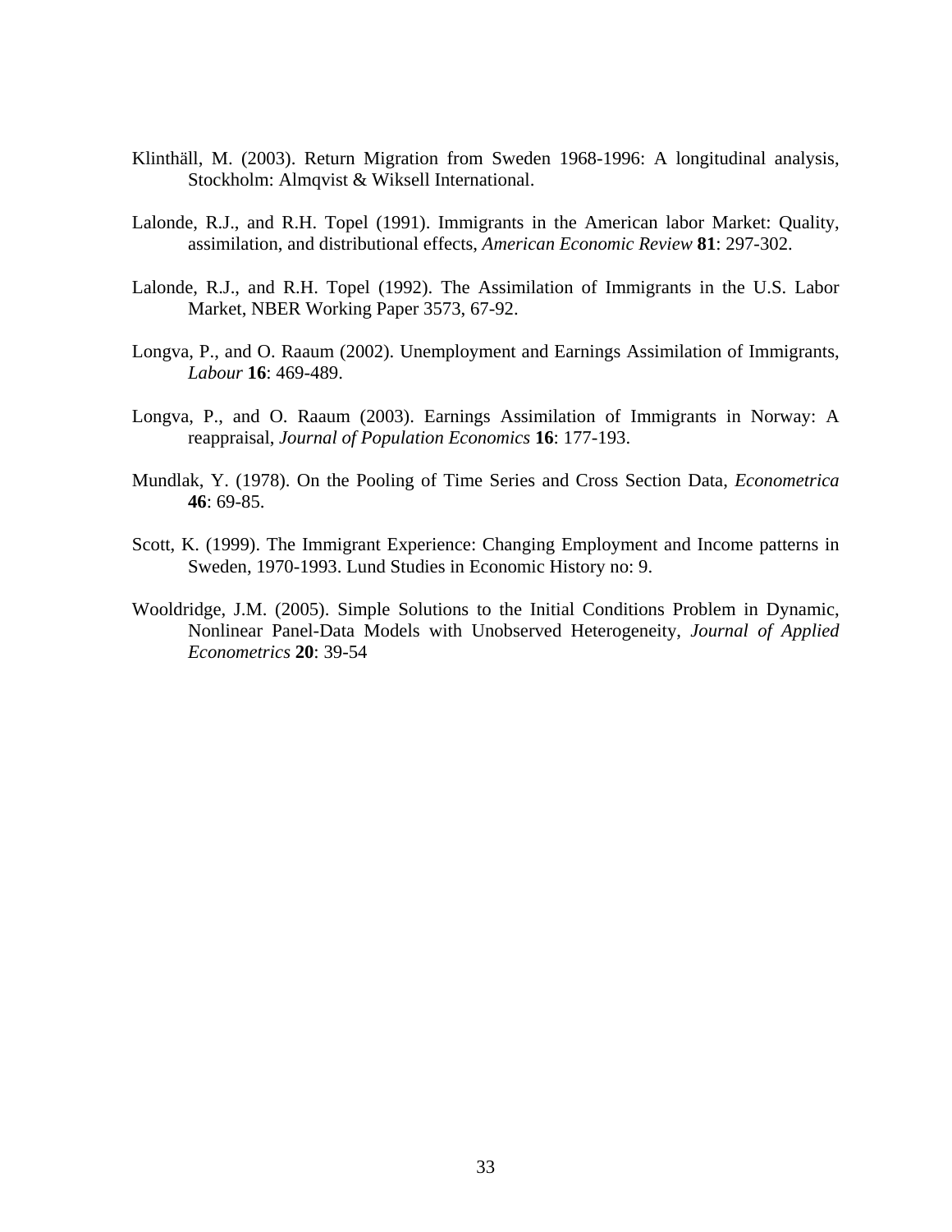Klinthäll, M. (2003). Return Migration from Sweden 1968-1996: A longitudinal analysis, Stockholm: Almqvist & Wiksell International.

Lalonde, R.J., and R.H. Topel (1991). Immigrants in the American labor Market: Quality, assimilation, and distributional effects, *American Economic Review* **81**: 297-302.

Lalonde, R.J., and R.H. Topel (1992). The Assimilation of Immigrants in the U.S. Labor Market, NBER Working Paper 3573, 67-92.

Longva, P., and O. Raaum (2002). Unemployment and Earnings Assimilation of Immigrants, *Labour* **16**: 469-489.

Longva, P., and O. Raaum (2003). Earnings Assimilation of Immigrants in Norway: A reappraisal, *Journal of Population Economics* **16**: 177-193.

Mundlak, Y. (1978). On the Pooling of Time Series and Cross Section Data, *Econometrica* **46**: 69-85.

Scott, K. (1999). The Immigrant Experience: Changing Employment and Income patterns in Sweden, 1970-1993. Lund Studies in Economic History no: 9.

Wooldridge, J.M. (2005). Simple Solutions to the Initial Conditions Problem in Dynamic, Nonlinear Panel-Data Models with Unobserved Heterogeneity, *Journal of Applied Econometrics* **20**: 39-54